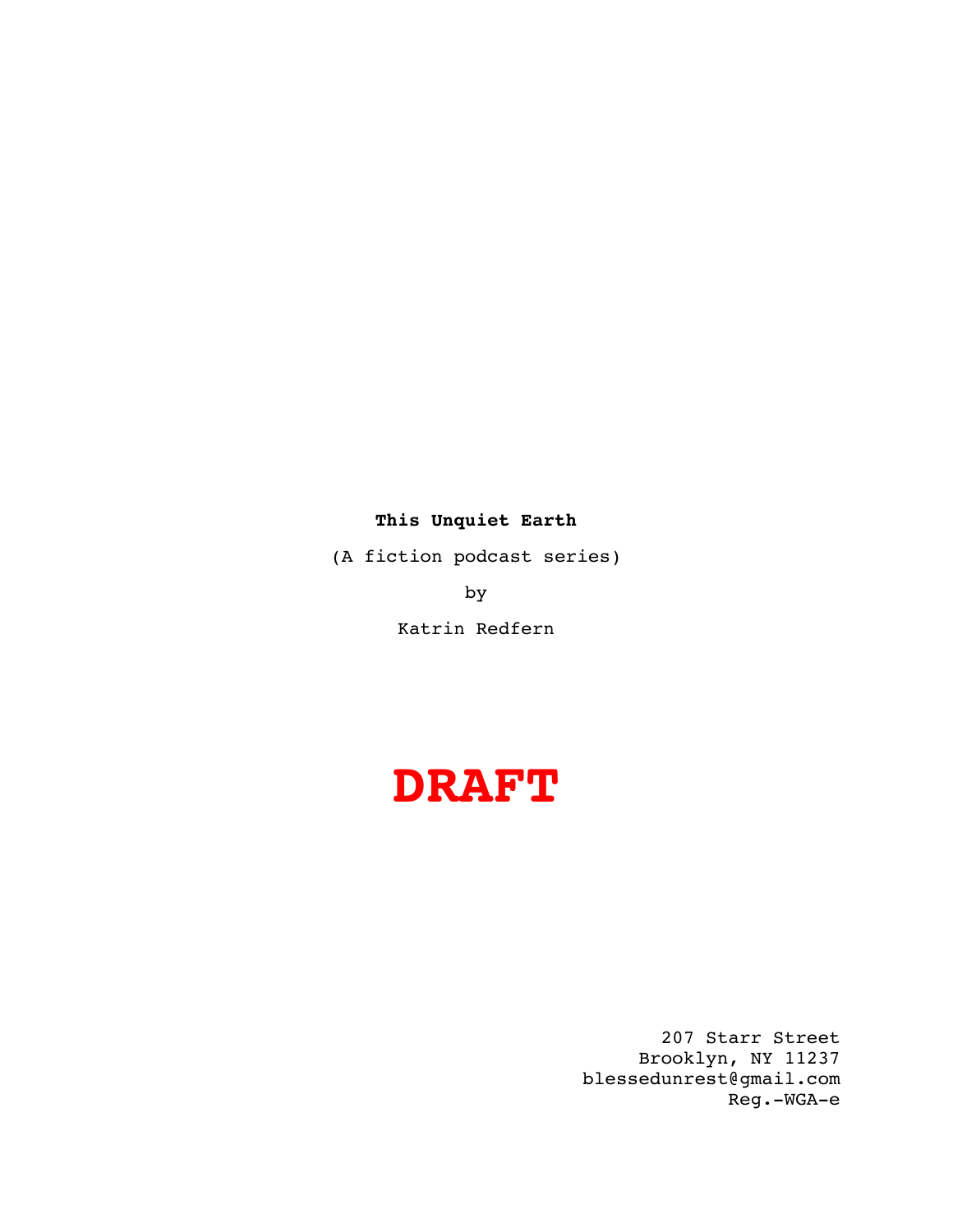**This Unquiet Earth**

(A fiction podcast series)

by

Katrin Redfern

**DRAFT**

207 Starr Street
Brooklyn, NY 11237
blessedunrest@gmail.com
Reg.-WGA-e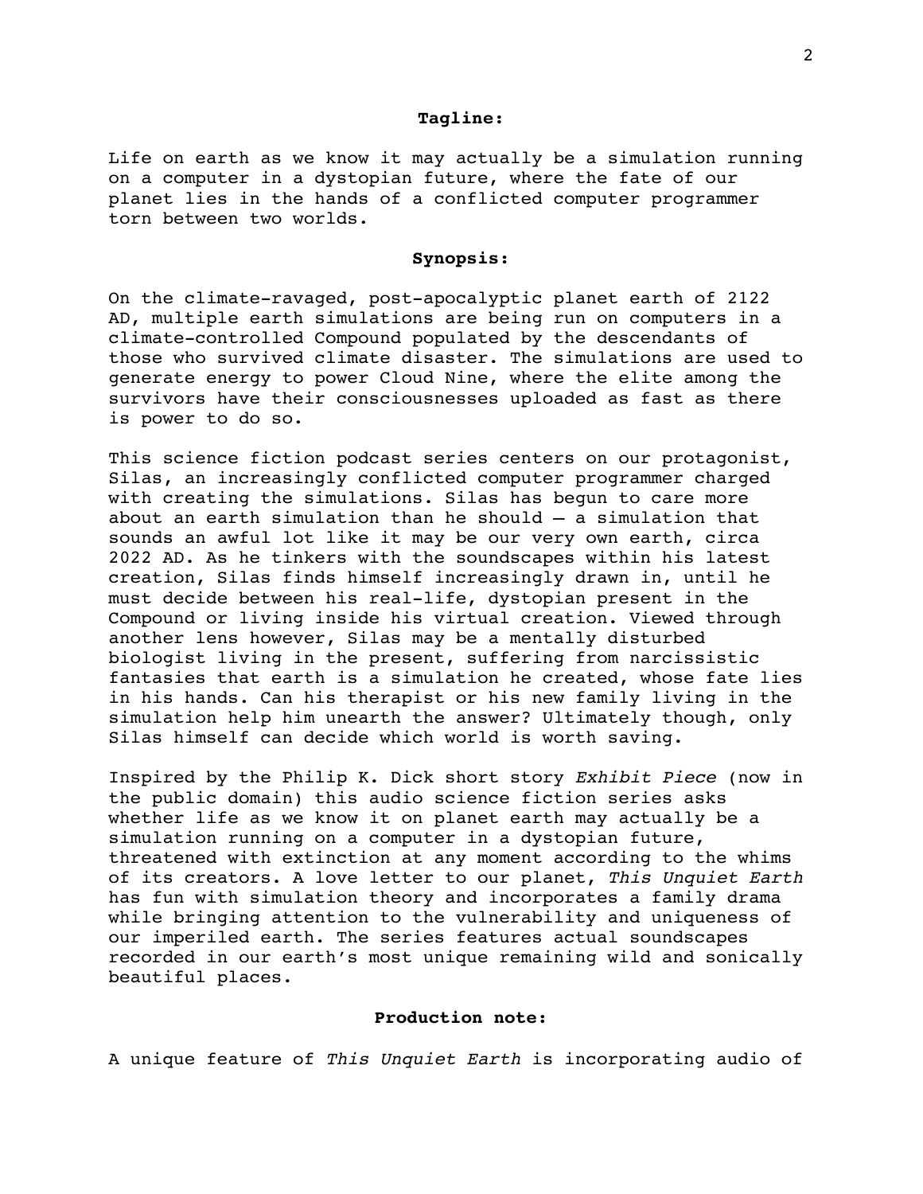**Tagline:**

Life on earth as we know it may actually be a simulation running on a computer in a dystopian future, where the fate of our planet lies in the hands of a conflicted computer programmer torn between two worlds.

**Synopsis:**

On the climate-ravaged, post-apocalyptic planet earth of 2122 AD, multiple earth simulations are being run on computers in a climate-controlled Compound populated by the descendants of those who survived climate disaster. The simulations are used to generate energy to power Cloud Nine, where the elite among the survivors have their consciousnesses uploaded as fast as there is power to do so.

This science fiction podcast series centers on our protagonist, Silas, an increasingly conflicted computer programmer charged with creating the simulations. Silas has begun to care more about an earth simulation than he should — a simulation that sounds an awful lot like it may be our very own earth, circa 2022 AD. As he tinkers with the soundscapes within his latest creation, Silas finds himself increasingly drawn in, until he must decide between his real-life, dystopian present in the Compound or living inside his virtual creation. Viewed through another lens however, Silas may be a mentally disturbed biologist living in the present, suffering from narcissistic fantasies that earth is a simulation he created, whose fate lies in his hands. Can his therapist or his new family living in the simulation help him unearth the answer? Ultimately though, only Silas himself can decide which world is worth saving.

Inspired by the Philip K. Dick short story *Exhibit Piece* (now in the public domain) this audio science fiction series asks whether life as we know it on planet earth may actually be a simulation running on a computer in a dystopian future, threatened with extinction at any moment according to the whims of its creators. A love letter to our planet, *This Unquiet Earth* has fun with simulation theory and incorporates a family drama while bringing attention to the vulnerability and uniqueness of our imperiled earth. The series features actual soundscapes recorded in our earth's most unique remaining wild and sonically beautiful places.

**Production note:**

A unique feature of *This Unquiet Earth* is incorporating audio of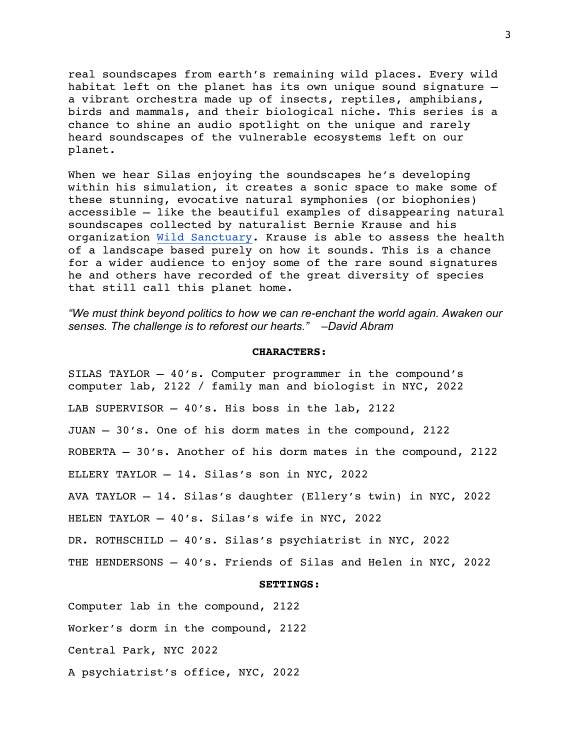real soundscapes from earth's remaining wild places. Every wild habitat left on the planet has its own unique sound signature – a vibrant orchestra made up of insects, reptiles, amphibians, birds and mammals, and their biological niche. This series is a chance to shine an audio spotlight on the unique and rarely heard soundscapes of the vulnerable ecosystems left on our planet.

When we hear Silas enjoying the soundscapes he's developing within his simulation, it creates a sonic space to make some of these stunning, evocative natural symphonies (or biophonies) accessible – like the beautiful examples of disappearing natural soundscapes collected by naturalist Bernie Krause and his organization [Wild Sanctuary](). Krause is able to assess the health of a landscape based purely on how it sounds. This is a chance for a wider audience to enjoy some of the rare sound signatures he and others have recorded of the great diversity of species that still call this planet home.

*"We must think beyond politics to how we can re-enchant the world again. Awaken our senses. The challenge is to reforest our hearts." –David Abram*

**CHARACTERS:**

SILAS TAYLOR – 40's. Computer programmer in the compound's computer lab, 2122 / family man and biologist in NYC, 2022

LAB SUPERVISOR – 40's. His boss in the lab, 2122

JUAN – 30's. One of his dorm mates in the compound, 2122

ROBERTA – 30's. Another of his dorm mates in the compound, 2122

ELLERY TAYLOR – 14. Silas's son in NYC, 2022

AVA TAYLOR – 14. Silas's daughter (Ellery's twin) in NYC, 2022

HELEN TAYLOR – 40's. Silas's wife in NYC, 2022

DR. ROTHSCHILD – 40's. Silas's psychiatrist in NYC, 2022

THE HENDERSONS – 40's. Friends of Silas and Helen in NYC, 2022

**SETTINGS:**

Computer lab in the compound, 2122

Worker's dorm in the compound, 2122

Central Park, NYC 2022

A psychiatrist's office, NYC, 2022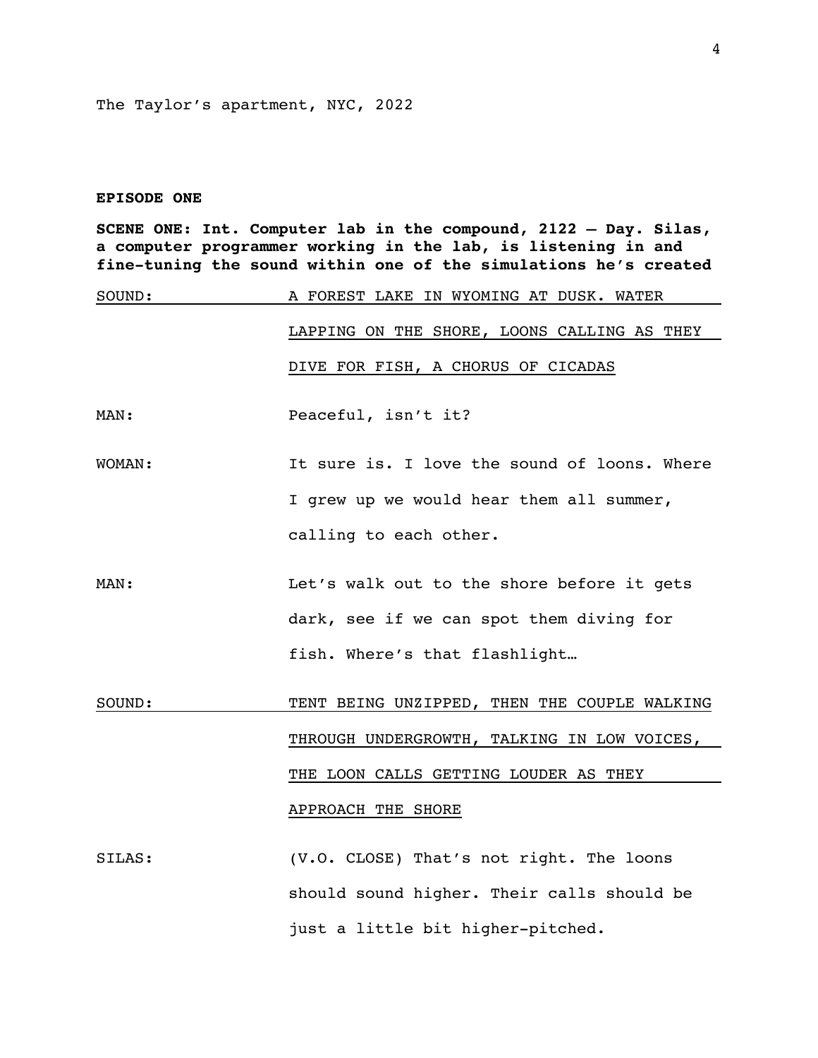The Taylor's apartment, NYC, 2022

**EPISODE ONE**

**SCENE ONE: Int. Computer lab in the compound, 2122 – Day. Silas, a computer programmer working in the lab, is listening in and fine-tuning the sound within one of the simulations he's created**

SOUND: A FOREST LAKE IN WYOMING AT DUSK. WATER LAPPING ON THE SHORE, LOONS CALLING AS THEY DIVE FOR FISH, A CHORUS OF CICADAS

MAN: Peaceful, isn't it?

WOMAN: It sure is. I love the sound of loons. Where I grew up we would hear them all summer, calling to each other.

MAN: Let's walk out to the shore before it gets dark, see if we can spot them diving for fish. Where's that flashlight…

SOUND: TENT BEING UNZIPPED, THEN THE COUPLE WALKING THROUGH UNDERGROWTH, TALKING IN LOW VOICES, THE LOON CALLS GETTING LOUDER AS THEY APPROACH THE SHORE

SILAS: (V.O. CLOSE) That's not right. The loons should sound higher. Their calls should be just a little bit higher-pitched.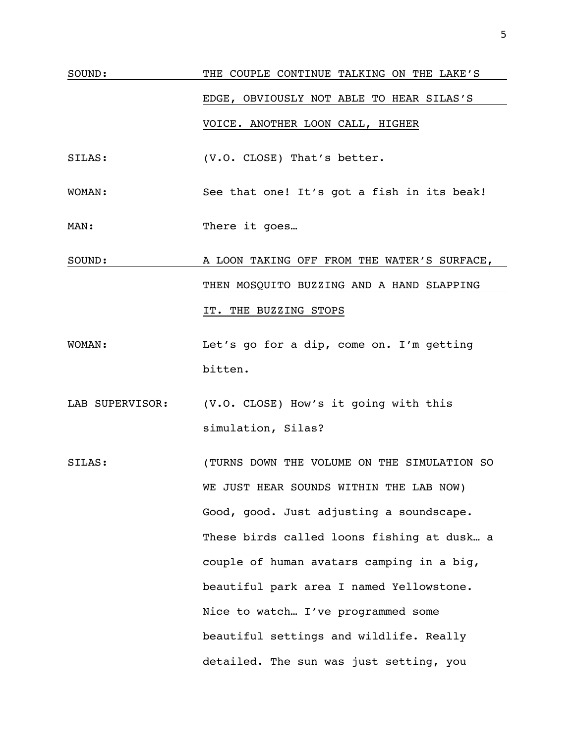SOUND: <u>THE COUPLE CONTINUE TALKING ON THE LAKE'S EDGE, OBVIOUSLY NOT ABLE TO HEAR SILAS'S VOICE. ANOTHER LOON CALL, HIGHER</u>

SILAS: (V.O. CLOSE) That's better.

WOMAN: See that one! It's got a fish in its beak!

MAN: There it goes…

SOUND: <u>A LOON TAKING OFF FROM THE WATER'S SURFACE, THEN MOSQUITO BUZZING AND A HAND SLAPPING IT. THE BUZZING STOPS</u>

WOMAN: Let's go for a dip, come on. I'm getting bitten.

LAB SUPERVISOR: (V.O. CLOSE) How's it going with this simulation, Silas?

SILAS: (TURNS DOWN THE VOLUME ON THE SIMULATION SO WE JUST HEAR SOUNDS WITHIN THE LAB NOW) Good, good. Just adjusting a soundscape. These birds called loons fishing at dusk… a couple of human avatars camping in a big, beautiful park area I named Yellowstone. Nice to watch… I've programmed some beautiful settings and wildlife. Really detailed. The sun was just setting, you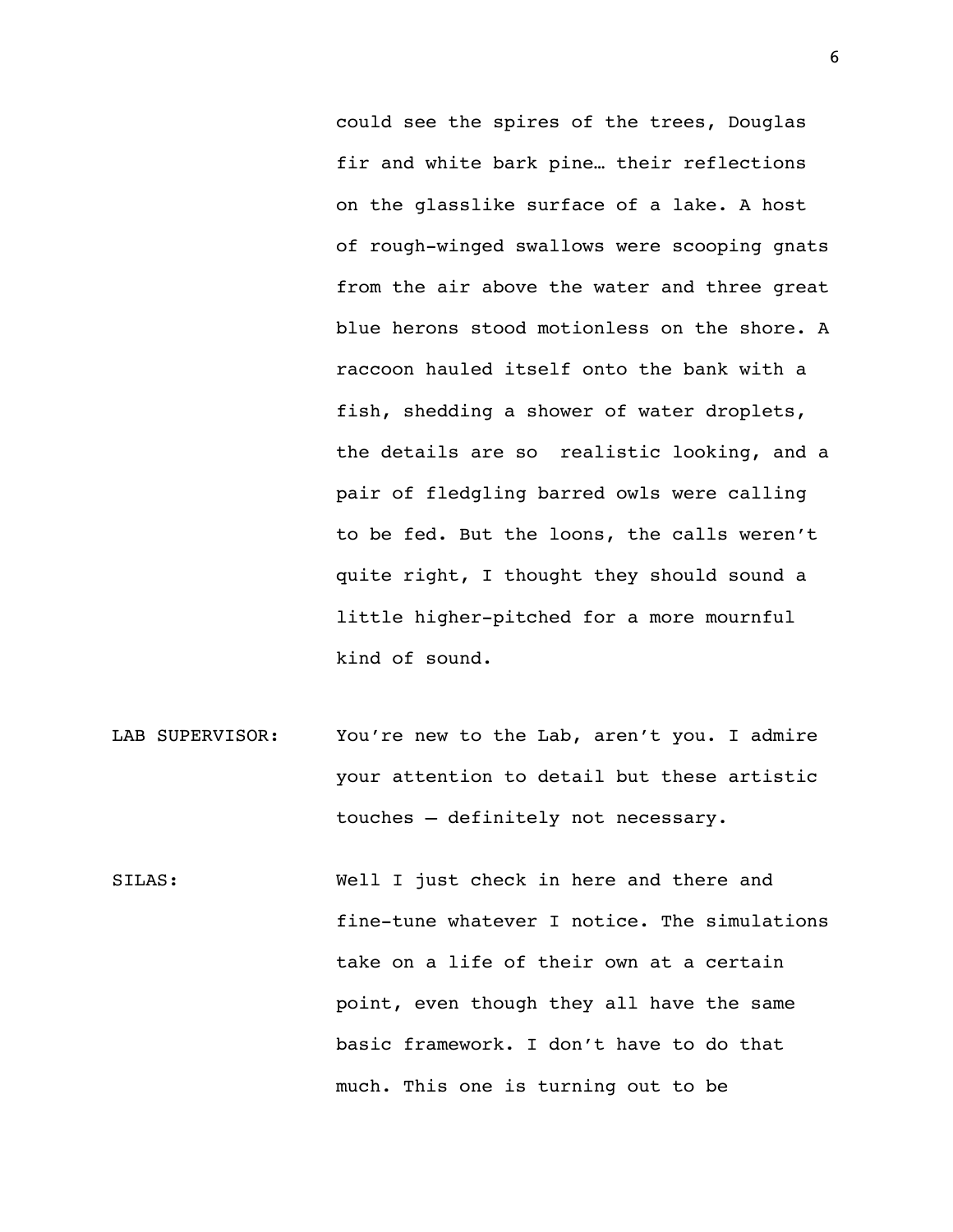could see the spires of the trees, Douglas fir and white bark pine… their reflections on the glasslike surface of a lake. A host of rough-winged swallows were scooping gnats from the air above the water and three great blue herons stood motionless on the shore. A raccoon hauled itself onto the bank with a fish, shedding a shower of water droplets, the details are so  realistic looking, and a pair of fledgling barred owls were calling to be fed. But the loons, the calls weren't quite right, I thought they should sound a little higher-pitched for a more mournful kind of sound.

LAB SUPERVISOR: You're new to the Lab, aren't you. I admire your attention to detail but these artistic touches – definitely not necessary.

SILAS: Well I just check in here and there and fine-tune whatever I notice. The simulations take on a life of their own at a certain point, even though they all have the same basic framework. I don't have to do that much. This one is turning out to be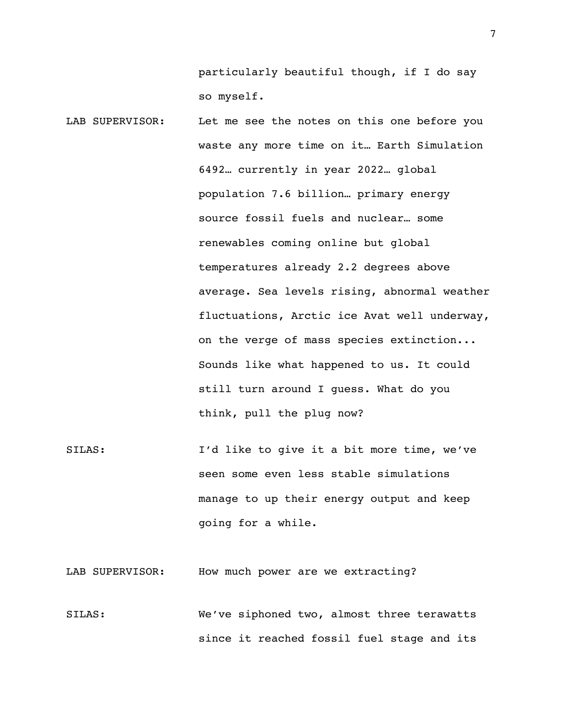particularly beautiful though, if I do say so myself.

LAB SUPERVISOR: Let me see the notes on this one before you waste any more time on it… Earth Simulation 6492… currently in year 2022… global population 7.6 billion… primary energy source fossil fuels and nuclear… some renewables coming online but global temperatures already 2.2 degrees above average. Sea levels rising, abnormal weather fluctuations, Arctic ice Avat well underway, on the verge of mass species extinction... Sounds like what happened to us. It could still turn around I guess. What do you think, pull the plug now?

SILAS: I'd like to give it a bit more time, we've seen some even less stable simulations manage to up their energy output and keep going for a while.

LAB SUPERVISOR: How much power are we extracting?

SILAS: We've siphoned two, almost three terawatts since it reached fossil fuel stage and its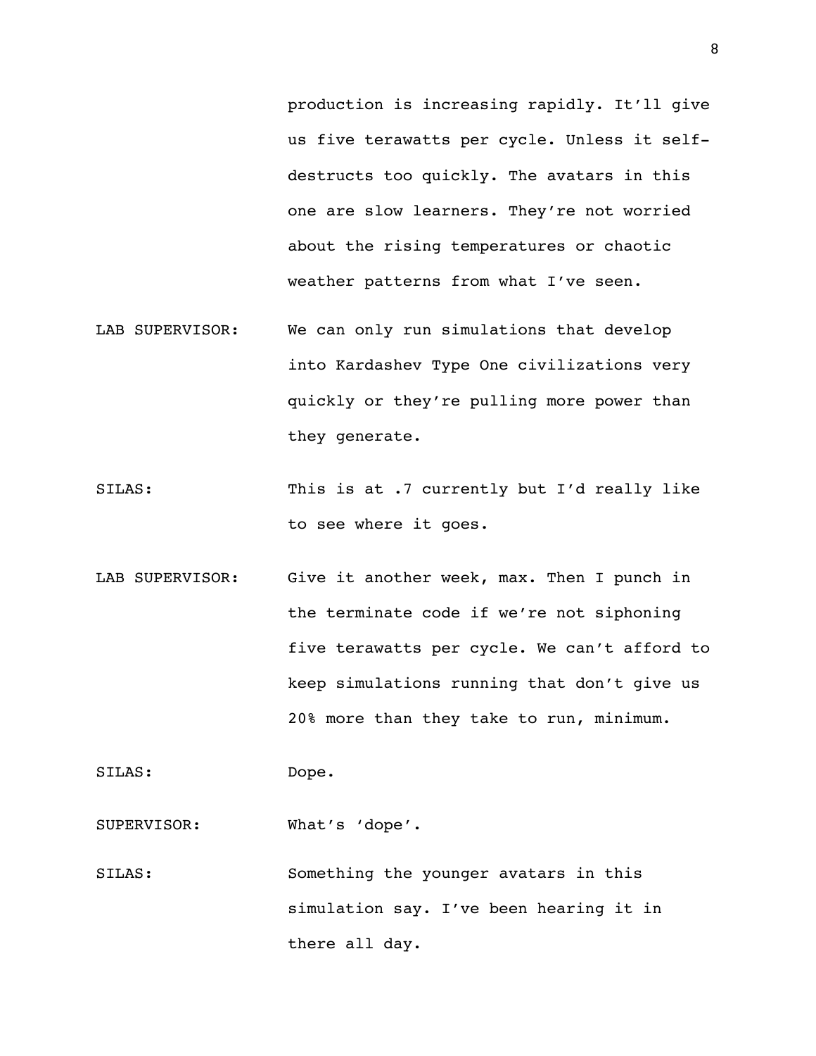production is increasing rapidly. It'll give us five terawatts per cycle. Unless it self-destructs too quickly. The avatars in this one are slow learners. They're not worried about the rising temperatures or chaotic weather patterns from what I've seen.

LAB SUPERVISOR: We can only run simulations that develop into Kardashev Type One civilizations very quickly or they're pulling more power than they generate.

SILAS: This is at .7 currently but I'd really like to see where it goes.

LAB SUPERVISOR: Give it another week, max. Then I punch in the terminate code if we're not siphoning five terawatts per cycle. We can't afford to keep simulations running that don't give us 20% more than they take to run, minimum.

SILAS: Dope.

SUPERVISOR: What's 'dope'.

SILAS: Something the younger avatars in this simulation say. I've been hearing it in there all day.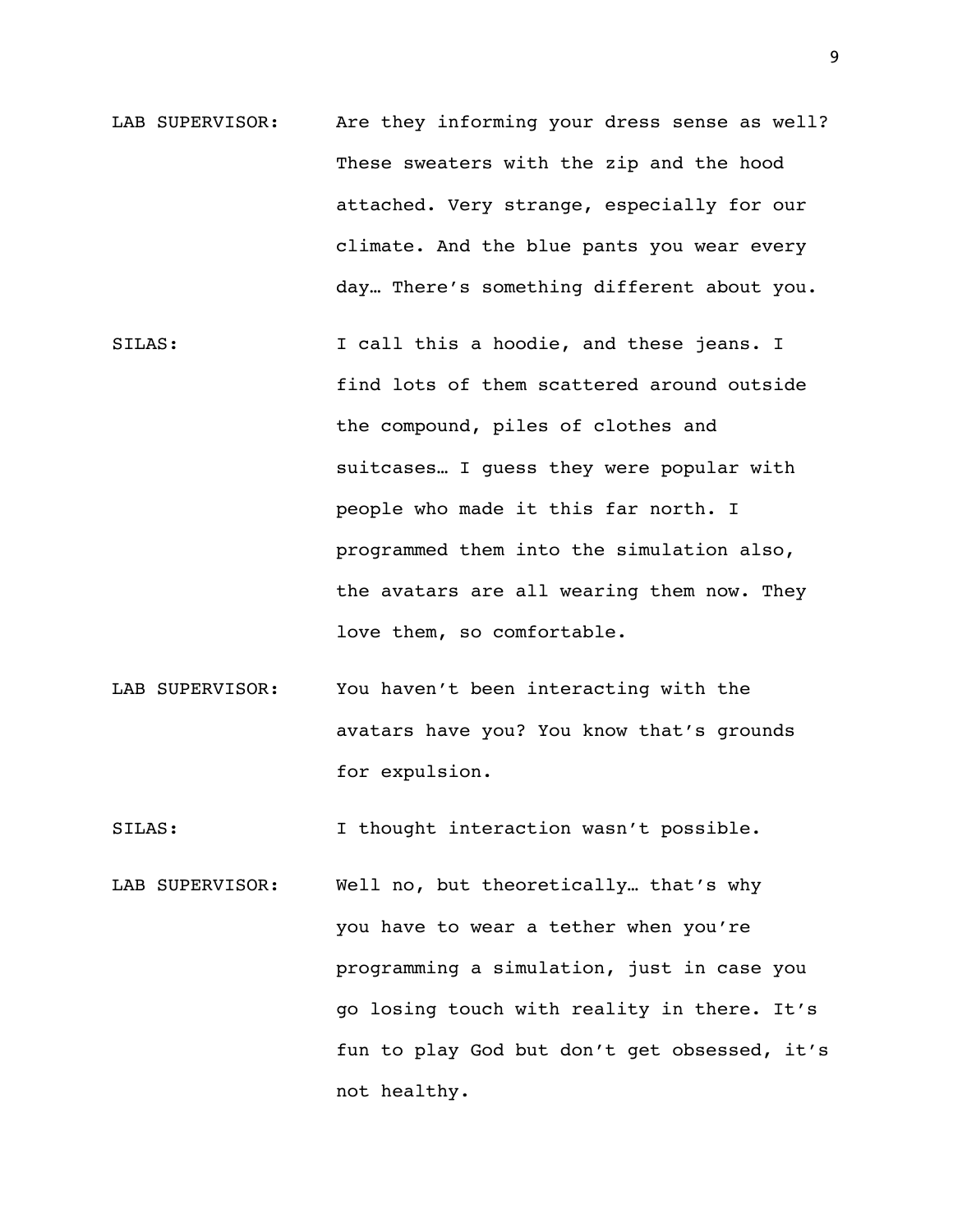LAB SUPERVISOR: Are they informing your dress sense as well? These sweaters with the zip and the hood attached. Very strange, especially for our climate. And the blue pants you wear every day… There's something different about you.

SILAS: I call this a hoodie, and these jeans. I find lots of them scattered around outside the compound, piles of clothes and suitcases… I guess they were popular with people who made it this far north. I programmed them into the simulation also, the avatars are all wearing them now. They love them, so comfortable.

LAB SUPERVISOR: You haven't been interacting with the avatars have you? You know that's grounds for expulsion.

SILAS: I thought interaction wasn't possible.

LAB SUPERVISOR: Well no, but theoretically… that's why you have to wear a tether when you're programming a simulation, just in case you go losing touch with reality in there. It's fun to play God but don't get obsessed, it's not healthy.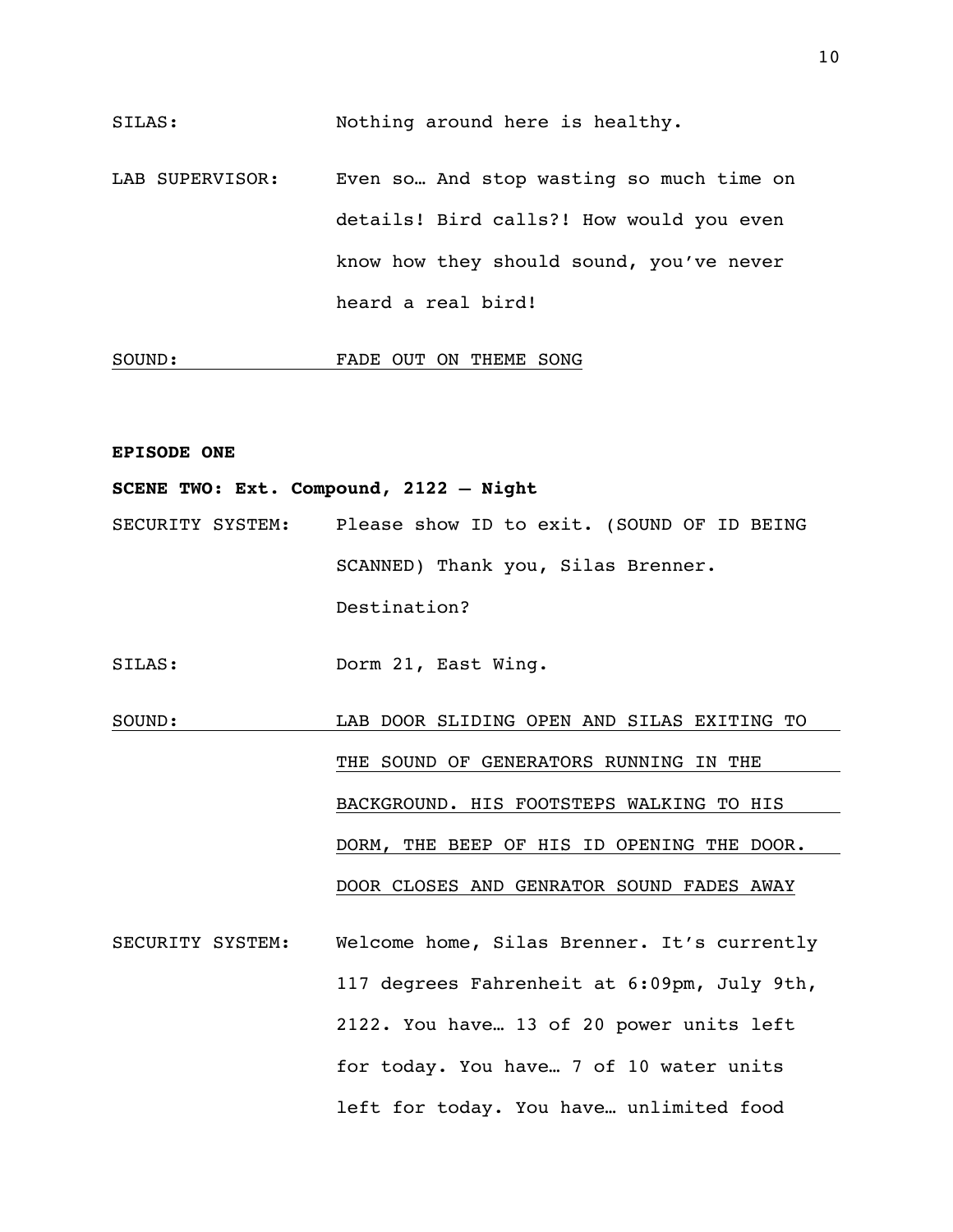SILAS: Nothing around here is healthy.

LAB SUPERVISOR: Even so… And stop wasting so much time on details! Bird calls?! How would you even know how they should sound, you've never heard a real bird!

<u>SOUND: FADE OUT ON THEME SONG</u>

**EPISODE ONE**

**SCENE TWO: Ext. Compound, 2122 – Night**

SECURITY SYSTEM: Please show ID to exit. (SOUND OF ID BEING SCANNED) Thank you, Silas Brenner. Destination?

SILAS: Dorm 21, East Wing.

<u>SOUND: LAB DOOR SLIDING OPEN AND SILAS EXITING TO THE SOUND OF GENERATORS RUNNING IN THE BACKGROUND. HIS FOOTSTEPS WALKING TO HIS DORM, THE BEEP OF HIS ID OPENING THE DOOR. DOOR CLOSES AND GENRATOR SOUND FADES AWAY</u>

SECURITY SYSTEM: Welcome home, Silas Brenner. It's currently 117 degrees Fahrenheit at 6:09pm, July 9th, 2122. You have… 13 of 20 power units left for today. You have… 7 of 10 water units left for today. You have… unlimited food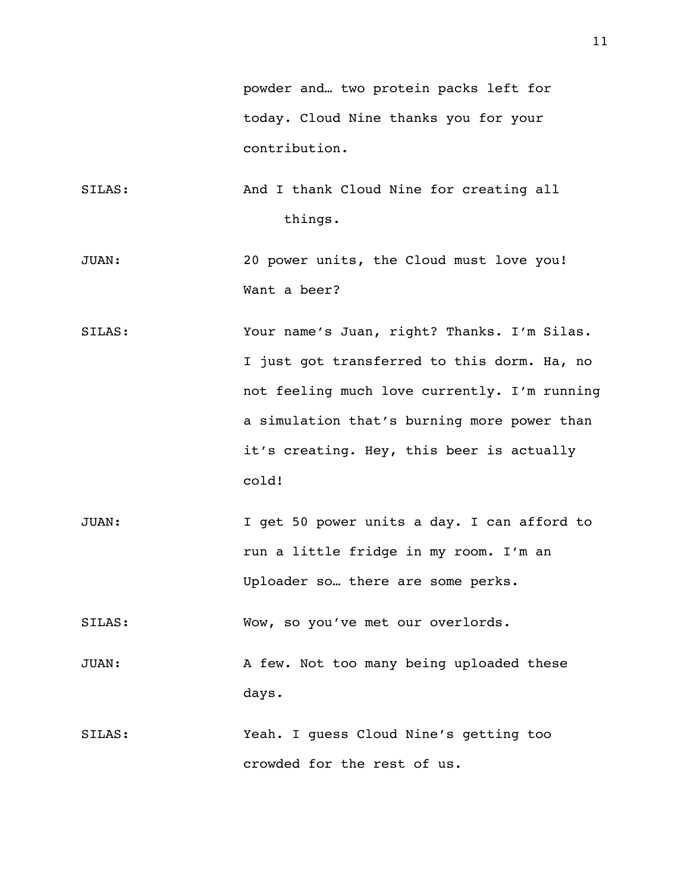powder and… two protein packs left for today. Cloud Nine thanks you for your contribution.

SILAS: And I thank Cloud Nine for creating all things.

JUAN: 20 power units, the Cloud must love you! Want a beer?

SILAS: Your name's Juan, right? Thanks. I'm Silas. I just got transferred to this dorm. Ha, no not feeling much love currently. I'm running a simulation that's burning more power than it's creating. Hey, this beer is actually cold!

JUAN: I get 50 power units a day. I can afford to run a little fridge in my room. I'm an Uploader so… there are some perks.

SILAS: Wow, so you've met our overlords.

JUAN: A few. Not too many being uploaded these days.

SILAS: Yeah. I guess Cloud Nine's getting too crowded for the rest of us.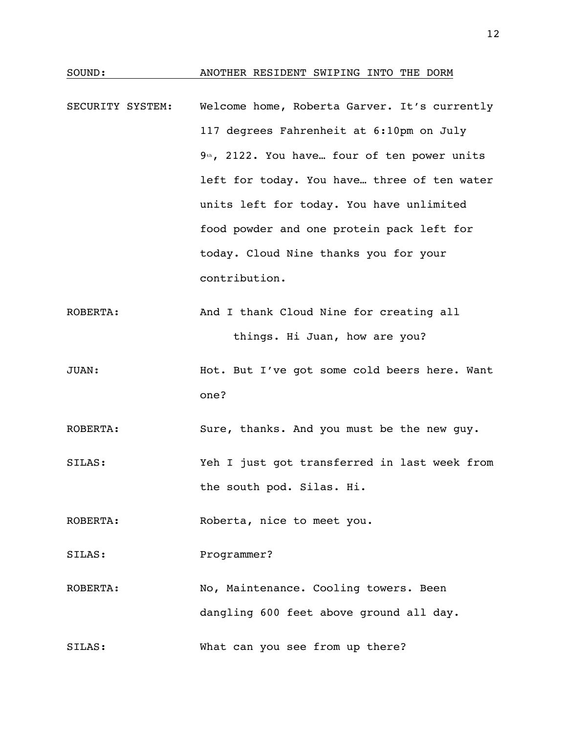SOUND: <u>ANOTHER RESIDENT SWIPING INTO THE DORM</u>

SECURITY SYSTEM: Welcome home, Roberta Garver. It's currently 117 degrees Fahrenheit at 6:10pm on July 9th, 2122. You have… four of ten power units left for today. You have… three of ten water units left for today. You have unlimited food powder and one protein pack left for today. Cloud Nine thanks you for your contribution.

ROBERTA: And I thank Cloud Nine for creating all things. Hi Juan, how are you?

JUAN: Hot. But I've got some cold beers here. Want one?

ROBERTA: Sure, thanks. And you must be the new guy.

SILAS: Yeh I just got transferred in last week from the south pod. Silas. Hi.

ROBERTA: Roberta, nice to meet you.

SILAS: Programmer?

ROBERTA: No, Maintenance. Cooling towers. Been dangling 600 feet above ground all day.

SILAS: What can you see from up there?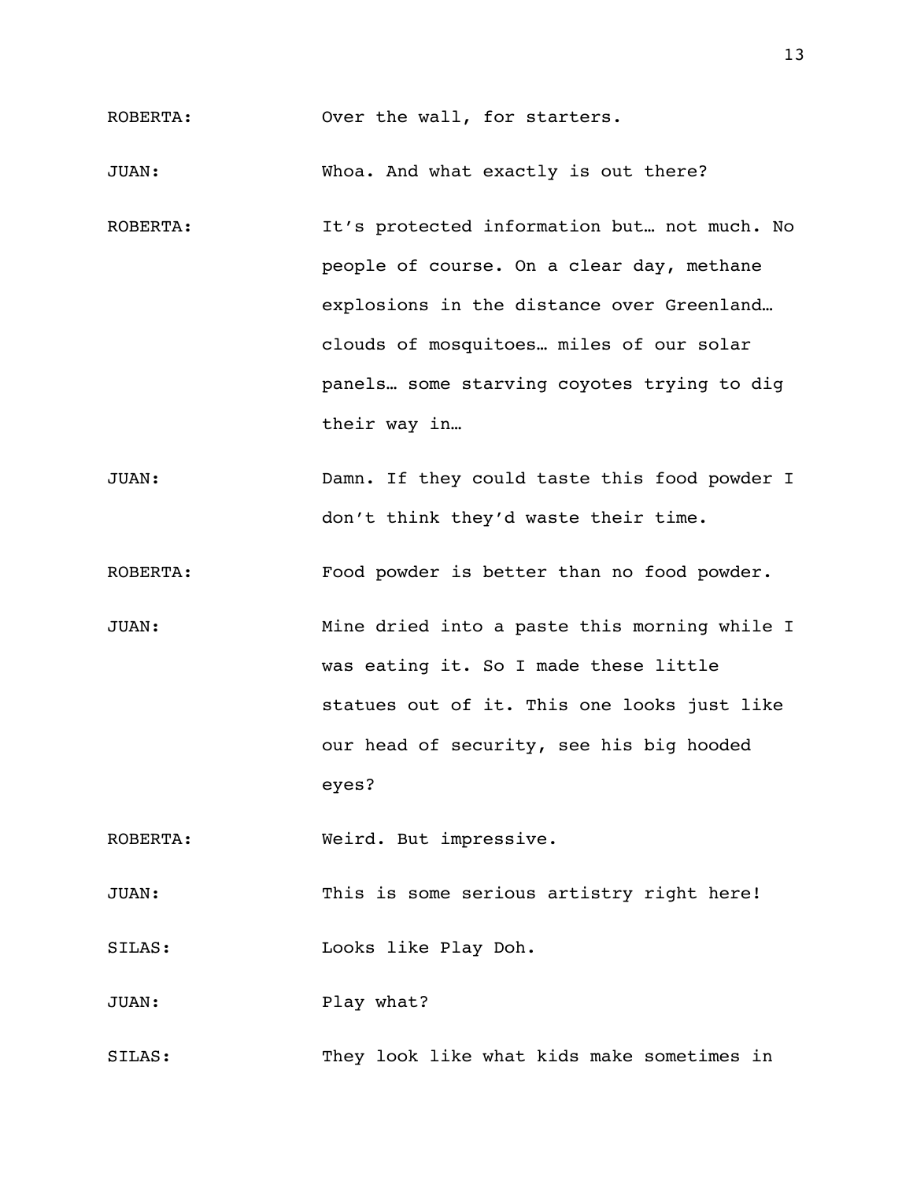ROBERTA: Over the wall, for starters.

JUAN: Whoa. And what exactly is out there?

ROBERTA: It’s protected information but… not much. No people of course. On a clear day, methane explosions in the distance over Greenland… clouds of mosquitoes… miles of our solar panels… some starving coyotes trying to dig their way in…

JUAN: Damn. If they could taste this food powder I don’t think they’d waste their time.

ROBERTA: Food powder is better than no food powder.

JUAN: Mine dried into a paste this morning while I was eating it. So I made these little statues out of it. This one looks just like our head of security, see his big hooded eyes?

ROBERTA: Weird. But impressive.

JUAN: This is some serious artistry right here!

SILAS: Looks like Play Doh.

JUAN: Play what?

SILAS: They look like what kids make sometimes in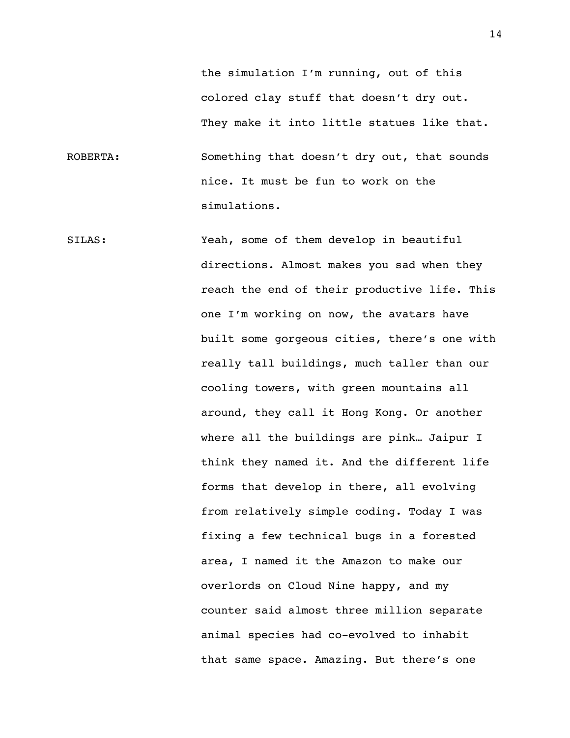the simulation I'm running, out of this colored clay stuff that doesn't dry out. They make it into little statues like that.

ROBERTA: Something that doesn't dry out, that sounds nice. It must be fun to work on the simulations.

SILAS: Yeah, some of them develop in beautiful directions. Almost makes you sad when they reach the end of their productive life. This one I'm working on now, the avatars have built some gorgeous cities, there's one with really tall buildings, much taller than our cooling towers, with green mountains all around, they call it Hong Kong. Or another where all the buildings are pink… Jaipur I think they named it. And the different life forms that develop in there, all evolving from relatively simple coding. Today I was fixing a few technical bugs in a forested area, I named it the Amazon to make our overlords on Cloud Nine happy, and my counter said almost three million separate animal species had co-evolved to inhabit that same space. Amazing. But there's one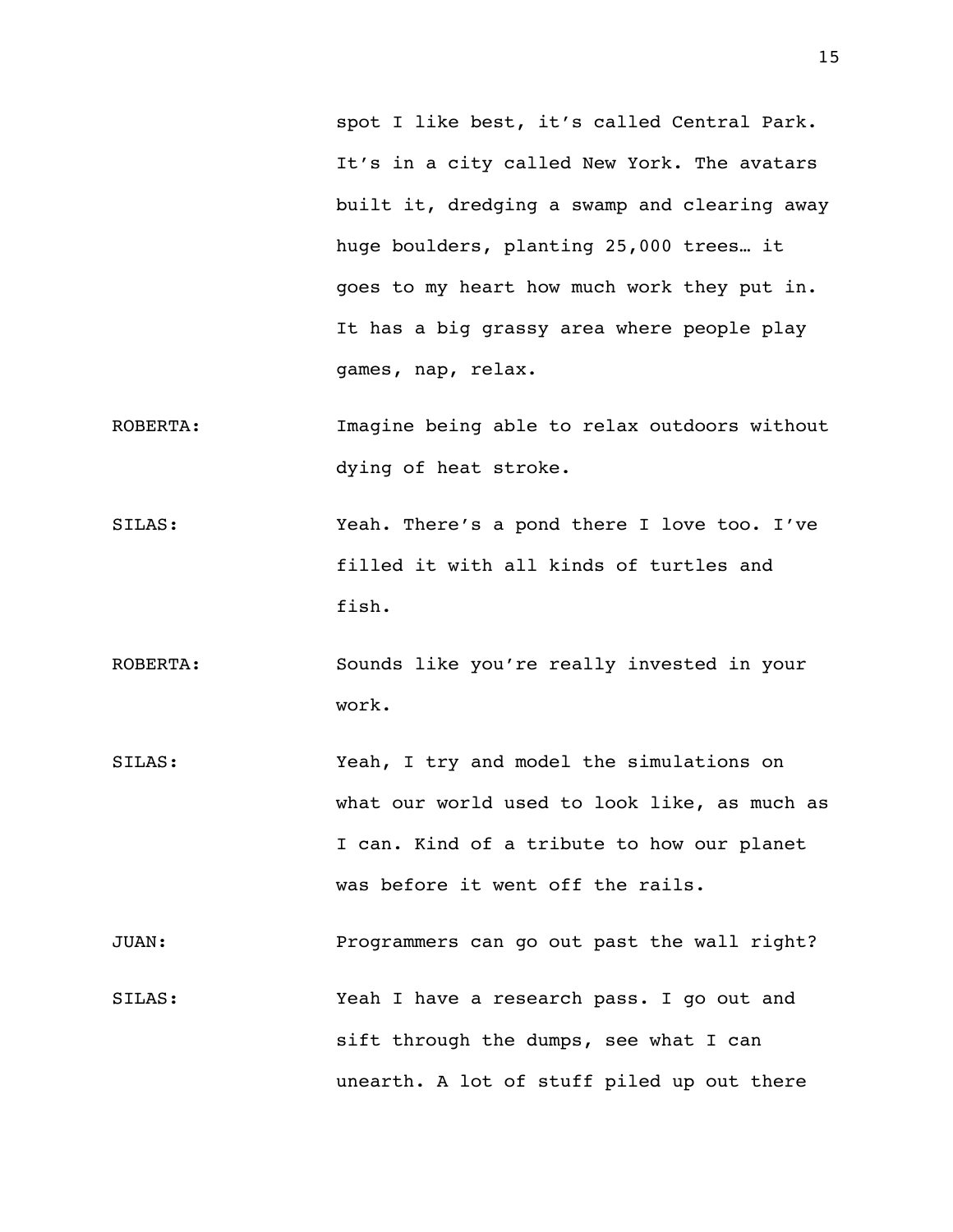spot I like best, it's called Central Park. It's in a city called New York. The avatars built it, dredging a swamp and clearing away huge boulders, planting 25,000 trees… it goes to my heart how much work they put in. It has a big grassy area where people play games, nap, relax.

ROBERTA: Imagine being able to relax outdoors without dying of heat stroke.

SILAS: Yeah. There's a pond there I love too. I've filled it with all kinds of turtles and fish.

ROBERTA: Sounds like you're really invested in your work.

SILAS: Yeah, I try and model the simulations on what our world used to look like, as much as I can. Kind of a tribute to how our planet was before it went off the rails.

JUAN: Programmers can go out past the wall right?

SILAS: Yeah I have a research pass. I go out and sift through the dumps, see what I can unearth. A lot of stuff piled up out there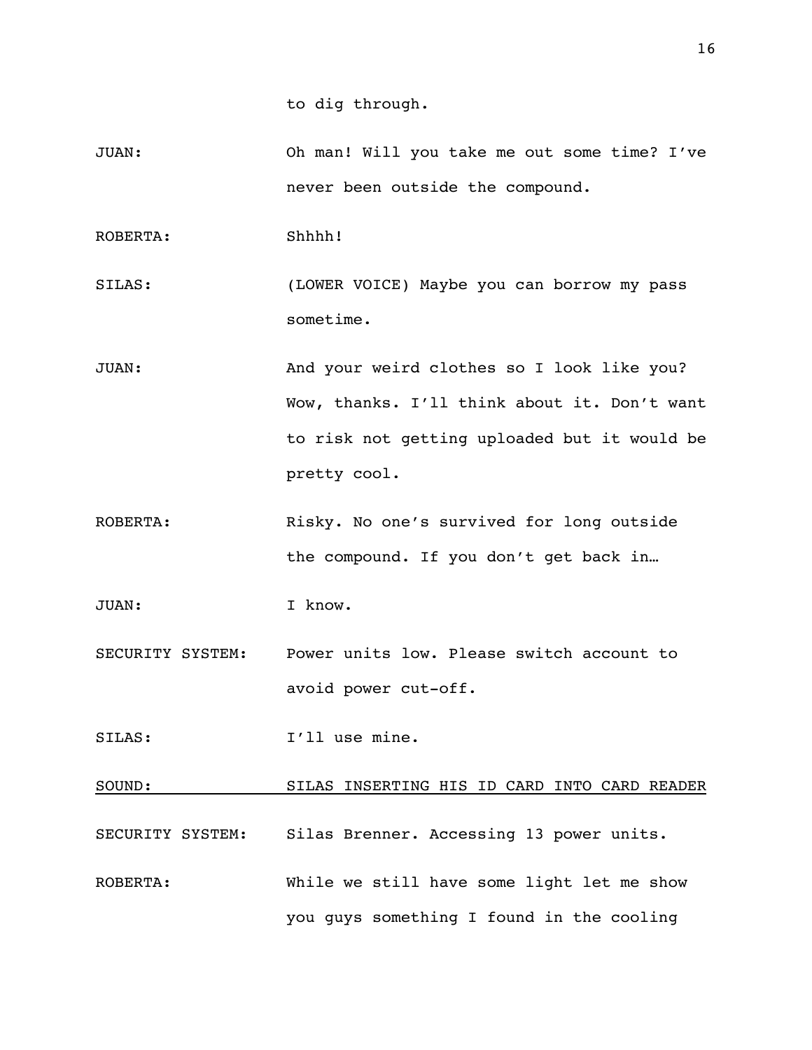to dig through.

JUAN: Oh man! Will you take me out some time? I've never been outside the compound.

ROBERTA: Shhhh!

SILAS: (LOWER VOICE) Maybe you can borrow my pass sometime.

JUAN: And your weird clothes so I look like you? Wow, thanks. I'll think about it. Don't want to risk not getting uploaded but it would be pretty cool.

ROBERTA: Risky. No one's survived for long outside the compound. If you don't get back in…

JUAN: I know.

SECURITY SYSTEM: Power units low. Please switch account to avoid power cut-off.

SILAS: I'll use mine.

<u>SOUND: SILAS INSERTING HIS ID CARD INTO CARD READER</u>

SECURITY SYSTEM: Silas Brenner. Accessing 13 power units.

ROBERTA: While we still have some light let me show you guys something I found in the cooling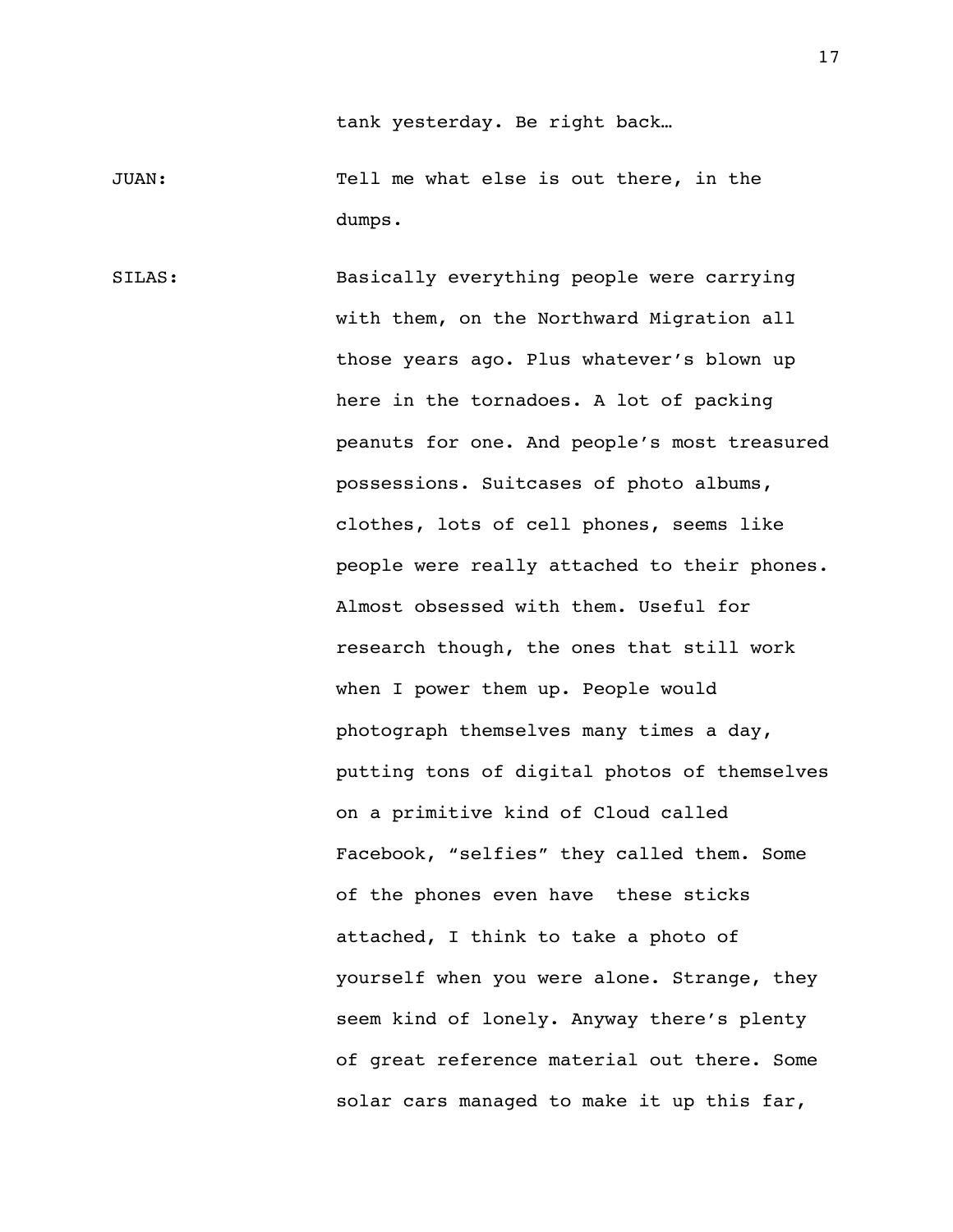tank yesterday. Be right back…

JUAN: Tell me what else is out there, in the dumps.

SILAS: Basically everything people were carrying with them, on the Northward Migration all those years ago. Plus whatever's blown up here in the tornadoes. A lot of packing peanuts for one. And people's most treasured possessions. Suitcases of photo albums, clothes, lots of cell phones, seems like people were really attached to their phones. Almost obsessed with them. Useful for research though, the ones that still work when I power them up. People would photograph themselves many times a day, putting tons of digital photos of themselves on a primitive kind of Cloud called Facebook, "selfies" they called them. Some of the phones even have these sticks attached, I think to take a photo of yourself when you were alone. Strange, they seem kind of lonely. Anyway there's plenty of great reference material out there. Some solar cars managed to make it up this far,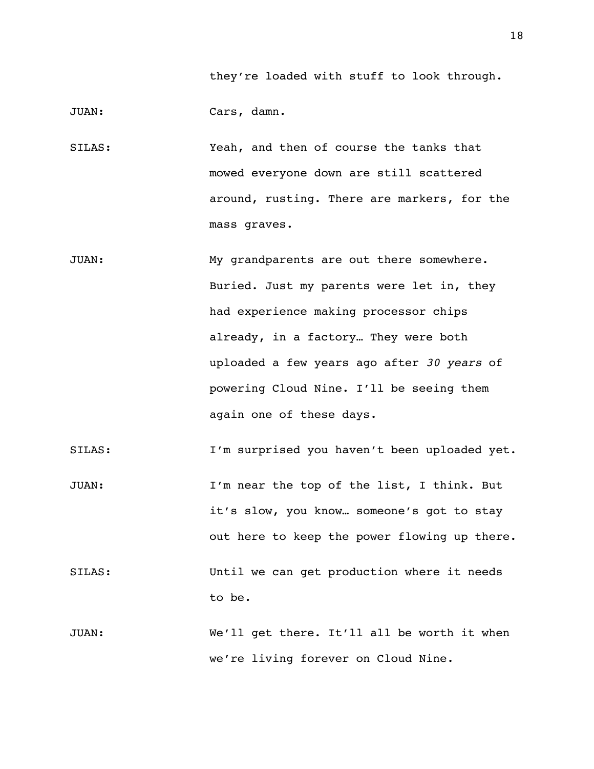they're loaded with stuff to look through.

JUAN: Cars, damn.

SILAS: Yeah, and then of course the tanks that mowed everyone down are still scattered around, rusting. There are markers, for the mass graves.

JUAN: My grandparents are out there somewhere. Buried. Just my parents were let in, they had experience making processor chips already, in a factory… They were both uploaded a few years ago after *30 years* of powering Cloud Nine. I'll be seeing them again one of these days.

SILAS: I'm surprised you haven't been uploaded yet.

JUAN: I'm near the top of the list, I think. But it's slow, you know… someone's got to stay out here to keep the power flowing up there.

SILAS: Until we can get production where it needs to be.

JUAN: We'll get there. It'll all be worth it when we're living forever on Cloud Nine.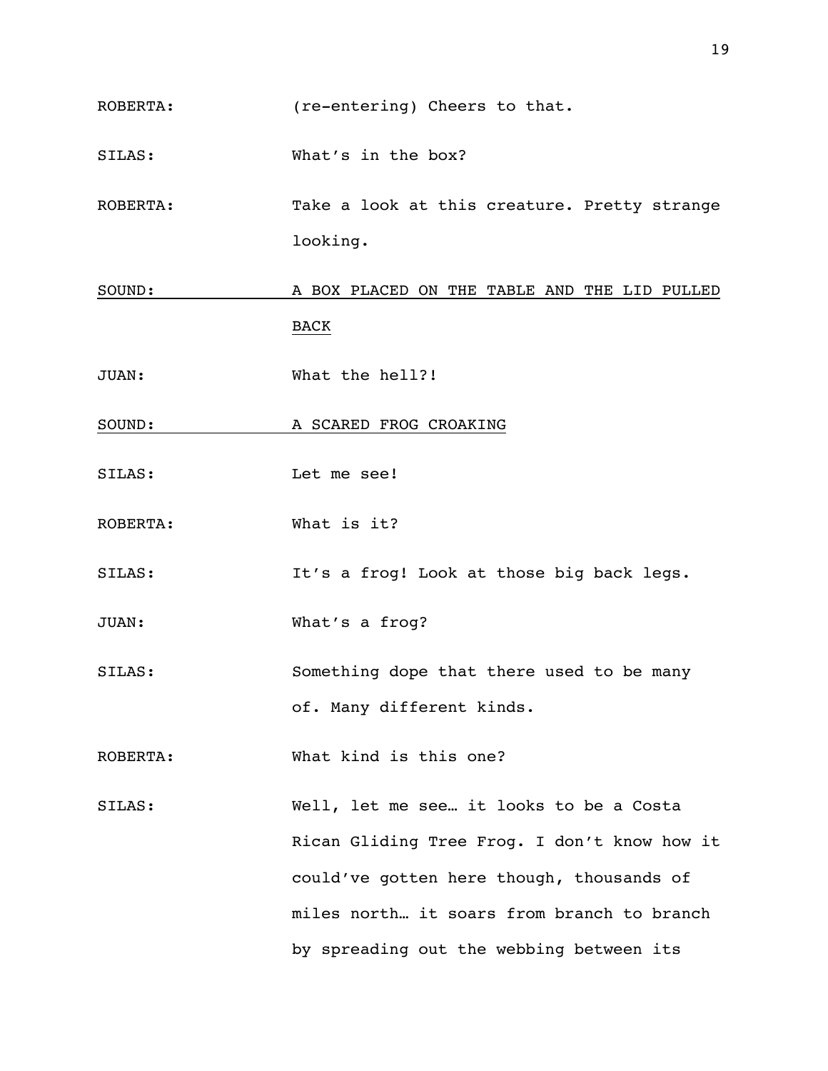ROBERTA: (re-entering) Cheers to that.

SILAS: What's in the box?

ROBERTA: Take a look at this creature. Pretty strange looking.

<u>SOUND: A BOX PLACED ON THE TABLE AND THE LID PULLED BACK</u>

JUAN: What the hell?!

<u>SOUND: A SCARED FROG CROAKING</u>

SILAS: Let me see!

ROBERTA: What is it?

SILAS: It's a frog! Look at those big back legs.

JUAN: What's a frog?

SILAS: Something dope that there used to be many of. Many different kinds.

ROBERTA: What kind is this one?

SILAS: Well, let me see… it looks to be a Costa Rican Gliding Tree Frog. I don't know how it could've gotten here though, thousands of miles north… it soars from branch to branch by spreading out the webbing between its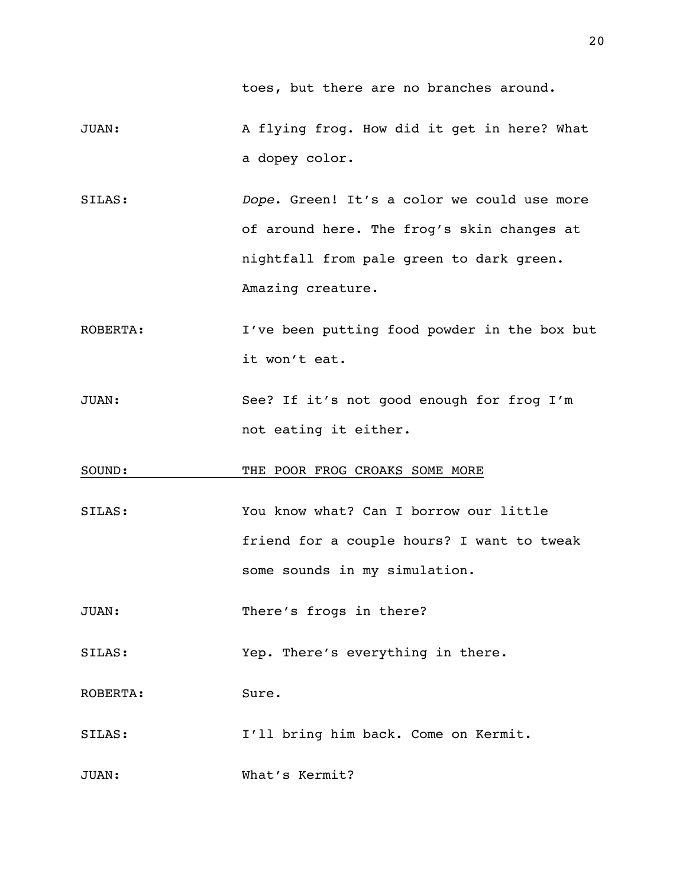toes, but there are no branches around.

JUAN: A flying frog. How did it get in here? What a dopey color.

SILAS: *Dope*. Green! It's a color we could use more of around here. The frog's skin changes at nightfall from pale green to dark green. Amazing creature.

ROBERTA: I've been putting food powder in the box but it won't eat.

JUAN: See? If it's not good enough for frog I'm not eating it either.

<u>SOUND: THE POOR FROG CROAKS SOME MORE</u>

SILAS: You know what? Can I borrow our little friend for a couple hours? I want to tweak some sounds in my simulation.

JUAN: There's frogs in there?

SILAS: Yep. There's everything in there.

ROBERTA: Sure.

SILAS: I'll bring him back. Come on Kermit.

JUAN: What's Kermit?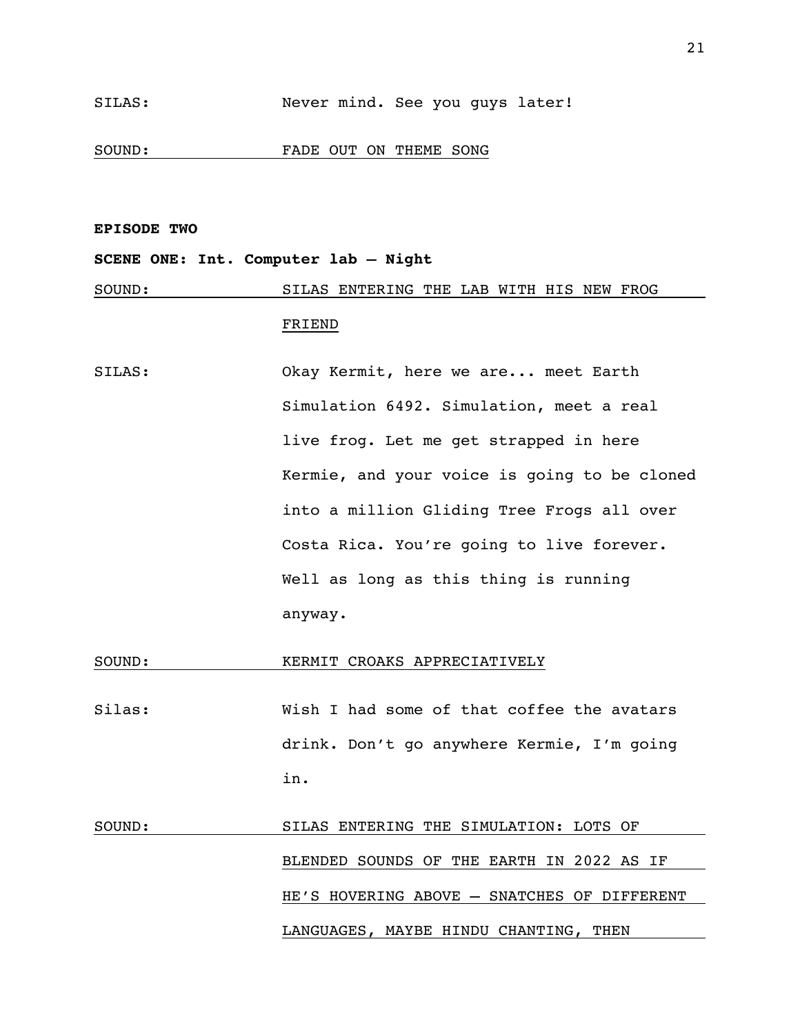SILAS: Never mind. See you guys later!

<u>SOUND: FADE OUT ON THEME SONG</u>

**EPISODE TWO**

**SCENE ONE: Int. Computer lab – Night**

<u>SOUND: SILAS ENTERING THE LAB WITH HIS NEW FROG FRIEND</u>

SILAS: Okay Kermit, here we are... meet Earth Simulation 6492. Simulation, meet a real live frog. Let me get strapped in here Kermie, and your voice is going to be cloned into a million Gliding Tree Frogs all over Costa Rica. You're going to live forever. Well as long as this thing is running anyway.

<u>SOUND: KERMIT CROAKS APPRECIATIVELY</u>

Silas: Wish I had some of that coffee the avatars drink. Don't go anywhere Kermie, I'm going in.

<u>SOUND: SILAS ENTERING THE SIMULATION: LOTS OF BLENDED SOUNDS OF THE EARTH IN 2022 AS IF HE'S HOVERING ABOVE – SNATCHES OF DIFFERENT LANGUAGES, MAYBE HINDU CHANTING, THEN</u>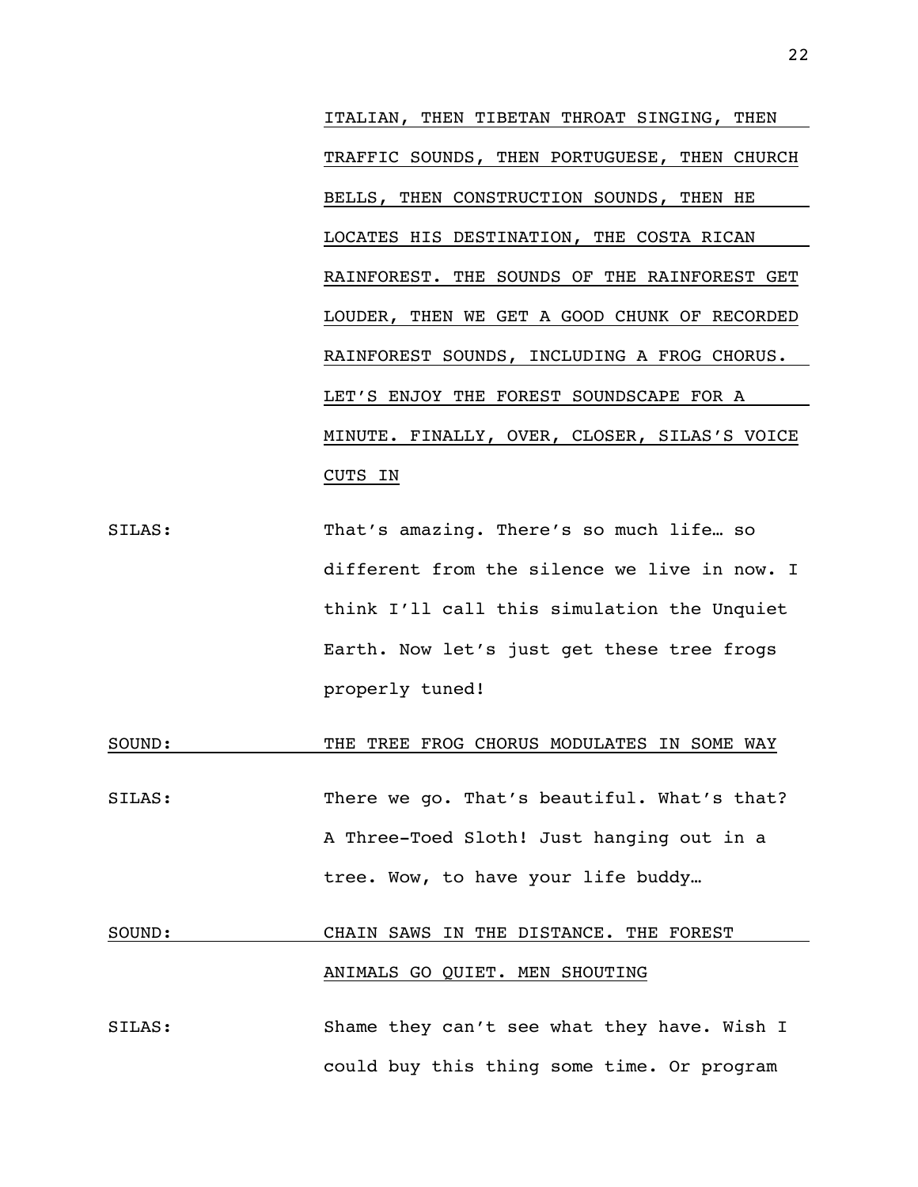ITALIAN, THEN TIBETAN THROAT SINGING, THEN TRAFFIC SOUNDS, THEN PORTUGUESE, THEN CHURCH BELLS, THEN CONSTRUCTION SOUNDS, THEN HE LOCATES HIS DESTINATION, THE COSTA RICAN RAINFOREST. THE SOUNDS OF THE RAINFOREST GET LOUDER, THEN WE GET A GOOD CHUNK OF RECORDED RAINFOREST SOUNDS, INCLUDING A FROG CHORUS. LET'S ENJOY THE FOREST SOUNDSCAPE FOR A MINUTE. FINALLY, OVER, CLOSER, SILAS'S VOICE CUTS IN

SILAS: That's amazing. There's so much life… so different from the silence we live in now. I think I'll call this simulation the Unquiet Earth. Now let's just get these tree frogs properly tuned!

SOUND: THE TREE FROG CHORUS MODULATES IN SOME WAY

SILAS: There we go. That's beautiful. What's that? A Three-Toed Sloth! Just hanging out in a tree. Wow, to have your life buddy…

SOUND: CHAIN SAWS IN THE DISTANCE. THE FOREST ANIMALS GO QUIET. MEN SHOUTING

SILAS: Shame they can't see what they have. Wish I could buy this thing some time. Or program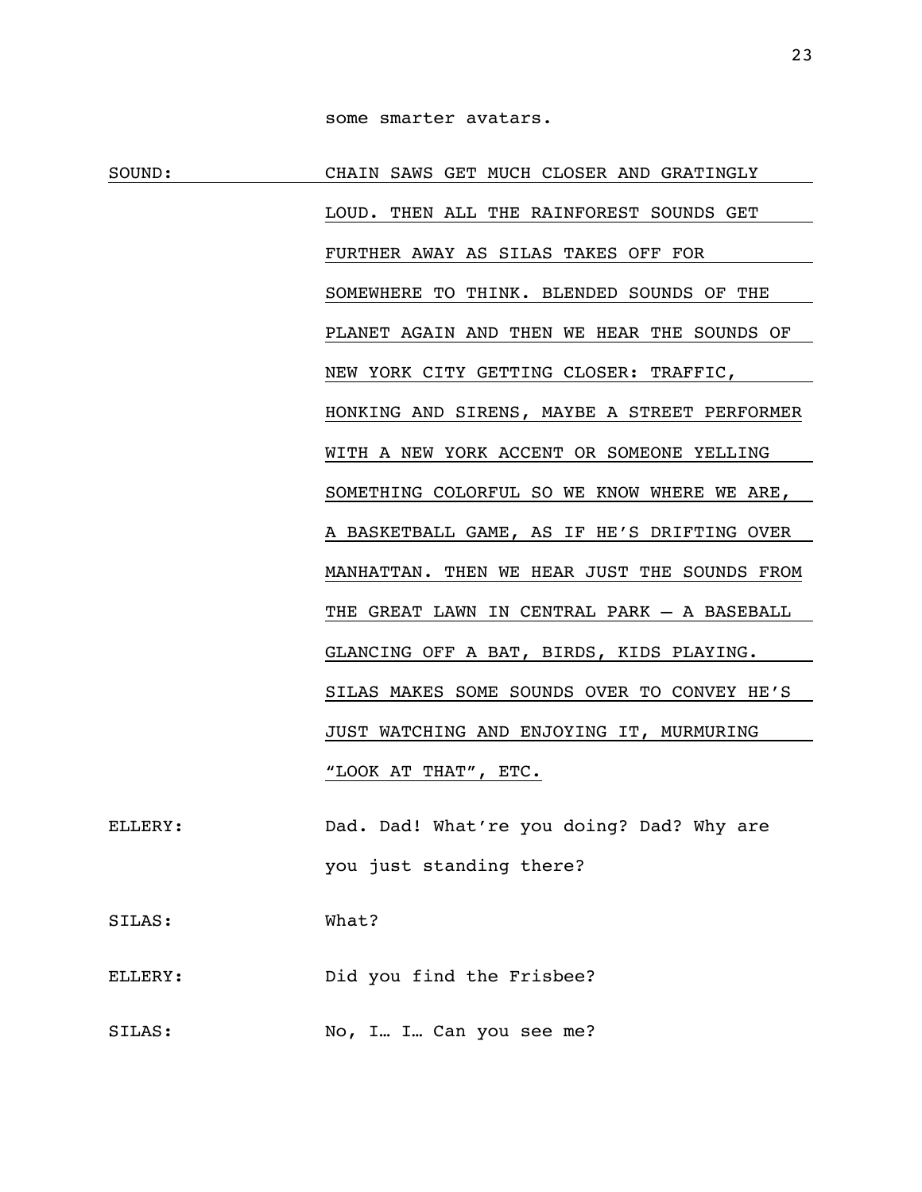some smarter avatars.

SOUND: <u>CHAIN SAWS GET MUCH CLOSER AND GRATINGLY LOUD. THEN ALL THE RAINFOREST SOUNDS GET FURTHER AWAY AS SILAS TAKES OFF FOR SOMEWHERE TO THINK. BLENDED SOUNDS OF THE PLANET AGAIN AND THEN WE HEAR THE SOUNDS OF NEW YORK CITY GETTING CLOSER: TRAFFIC, HONKING AND SIRENS, MAYBE A STREET PERFORMER WITH A NEW YORK ACCENT OR SOMEONE YELLING SOMETHING COLORFUL SO WE KNOW WHERE WE ARE, A BASKETBALL GAME, AS IF HE'S DRIFTING OVER MANHATTAN. THEN WE HEAR JUST THE SOUNDS FROM THE GREAT LAWN IN CENTRAL PARK – A BASEBALL GLANCING OFF A BAT, BIRDS, KIDS PLAYING. SILAS MAKES SOME SOUNDS OVER TO CONVEY HE'S JUST WATCHING AND ENJOYING IT, MURMURING "LOOK AT THAT", ETC.</u>

ELLERY: Dad. Dad! What're you doing? Dad? Why are you just standing there?

SILAS: What?

ELLERY: Did you find the Frisbee?

SILAS: No, I… I… Can you see me?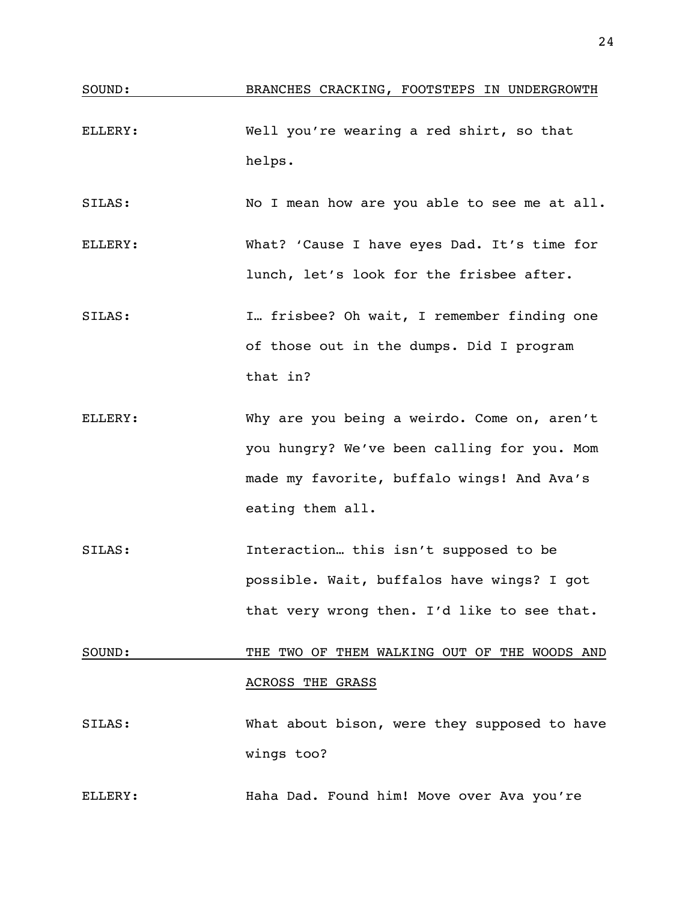SOUND: <u>BRANCHES CRACKING, FOOTSTEPS IN UNDERGROWTH</u>

ELLERY: Well you're wearing a red shirt, so that helps.

SILAS: No I mean how are you able to see me at all.

ELLERY: What? 'Cause I have eyes Dad. It's time for lunch, let's look for the frisbee after.

SILAS: I… frisbee? Oh wait, I remember finding one of those out in the dumps. Did I program that in?

ELLERY: Why are you being a weirdo. Come on, aren't you hungry? We've been calling for you. Mom made my favorite, buffalo wings! And Ava's eating them all.

SILAS: Interaction… this isn't supposed to be possible. Wait, buffalos have wings? I got that very wrong then. I'd like to see that.

SOUND: <u>THE TWO OF THEM WALKING OUT OF THE WOODS AND ACROSS THE GRASS</u>

SILAS: What about bison, were they supposed to have wings too?

ELLERY: Haha Dad. Found him! Move over Ava you're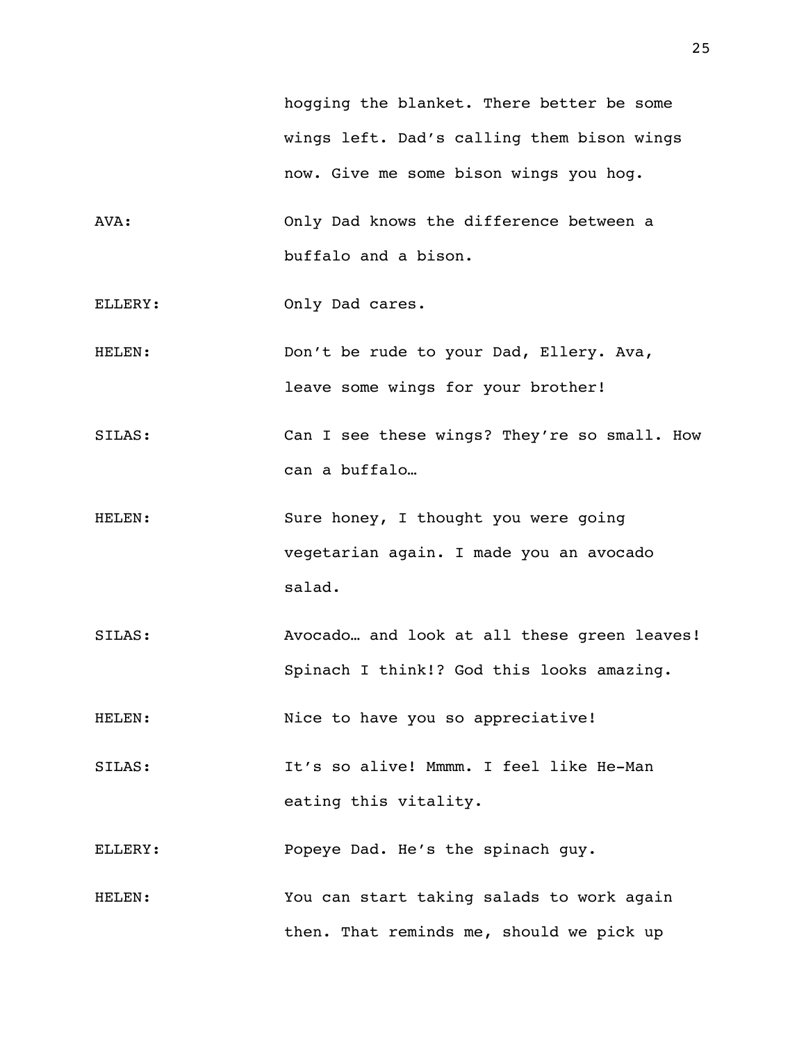hogging the blanket. There better be some wings left. Dad's calling them bison wings now. Give me some bison wings you hog.

AVA: Only Dad knows the difference between a buffalo and a bison.

ELLERY: Only Dad cares.

HELEN: Don't be rude to your Dad, Ellery. Ava, leave some wings for your brother!

SILAS: Can I see these wings? They're so small. How can a buffalo…

HELEN: Sure honey, I thought you were going vegetarian again. I made you an avocado salad.

SILAS: Avocado… and look at all these green leaves! Spinach I think!? God this looks amazing.

HELEN: Nice to have you so appreciative!

SILAS: It's so alive! Mmmm. I feel like He-Man eating this vitality.

ELLERY: Popeye Dad. He's the spinach guy.

HELEN: You can start taking salads to work again then. That reminds me, should we pick up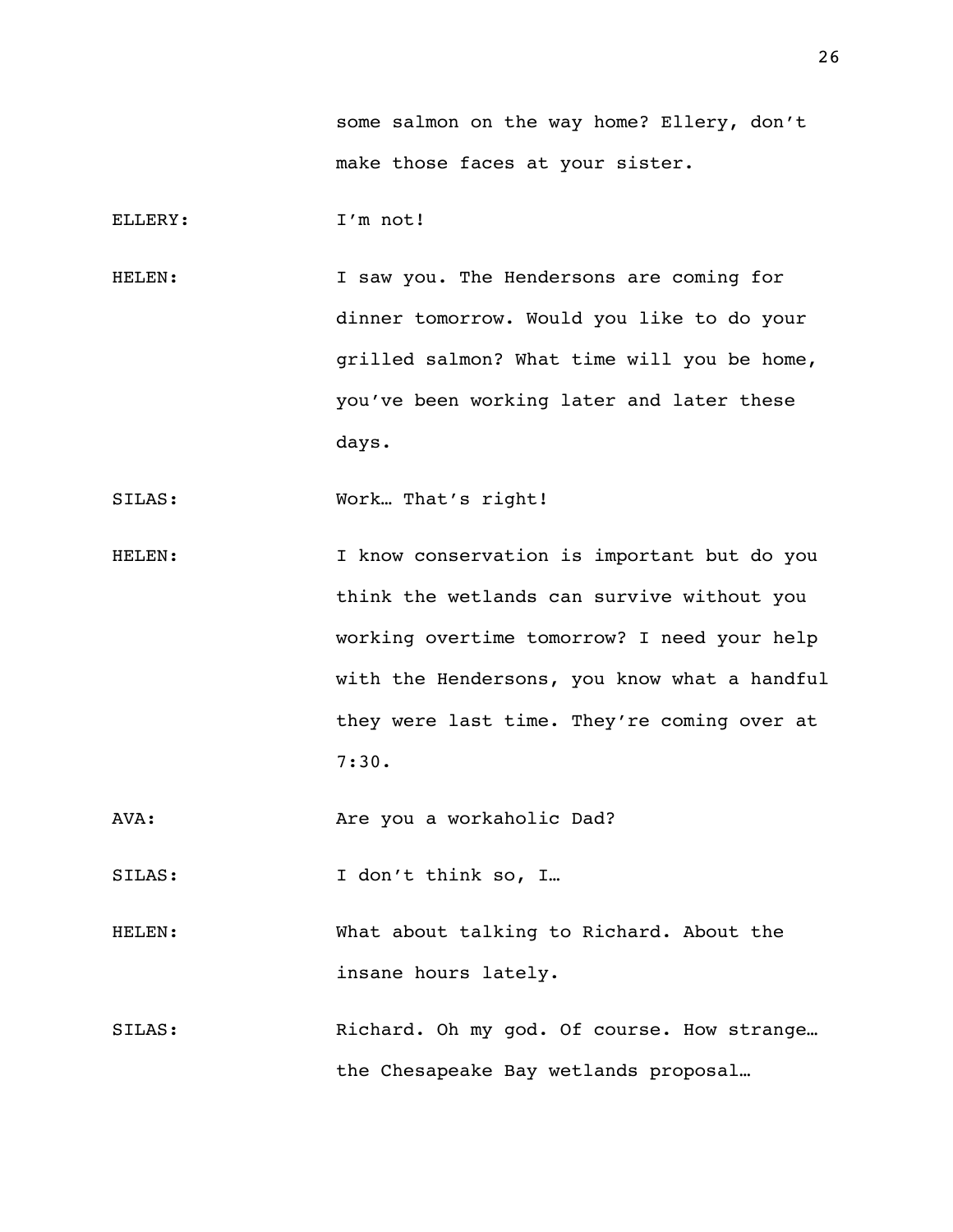some salmon on the way home? Ellery, don't make those faces at your sister.

ELLERY: I'm not!

HELEN: I saw you. The Hendersons are coming for dinner tomorrow. Would you like to do your grilled salmon? What time will you be home, you've been working later and later these days.

SILAS: Work… That's right!

HELEN: I know conservation is important but do you think the wetlands can survive without you working overtime tomorrow? I need your help with the Hendersons, you know what a handful they were last time. They're coming over at 7:30.

AVA: Are you a workaholic Dad?

SILAS: I don't think so, I…

HELEN: What about talking to Richard. About the insane hours lately.

SILAS: Richard. Oh my god. Of course. How strange… the Chesapeake Bay wetlands proposal…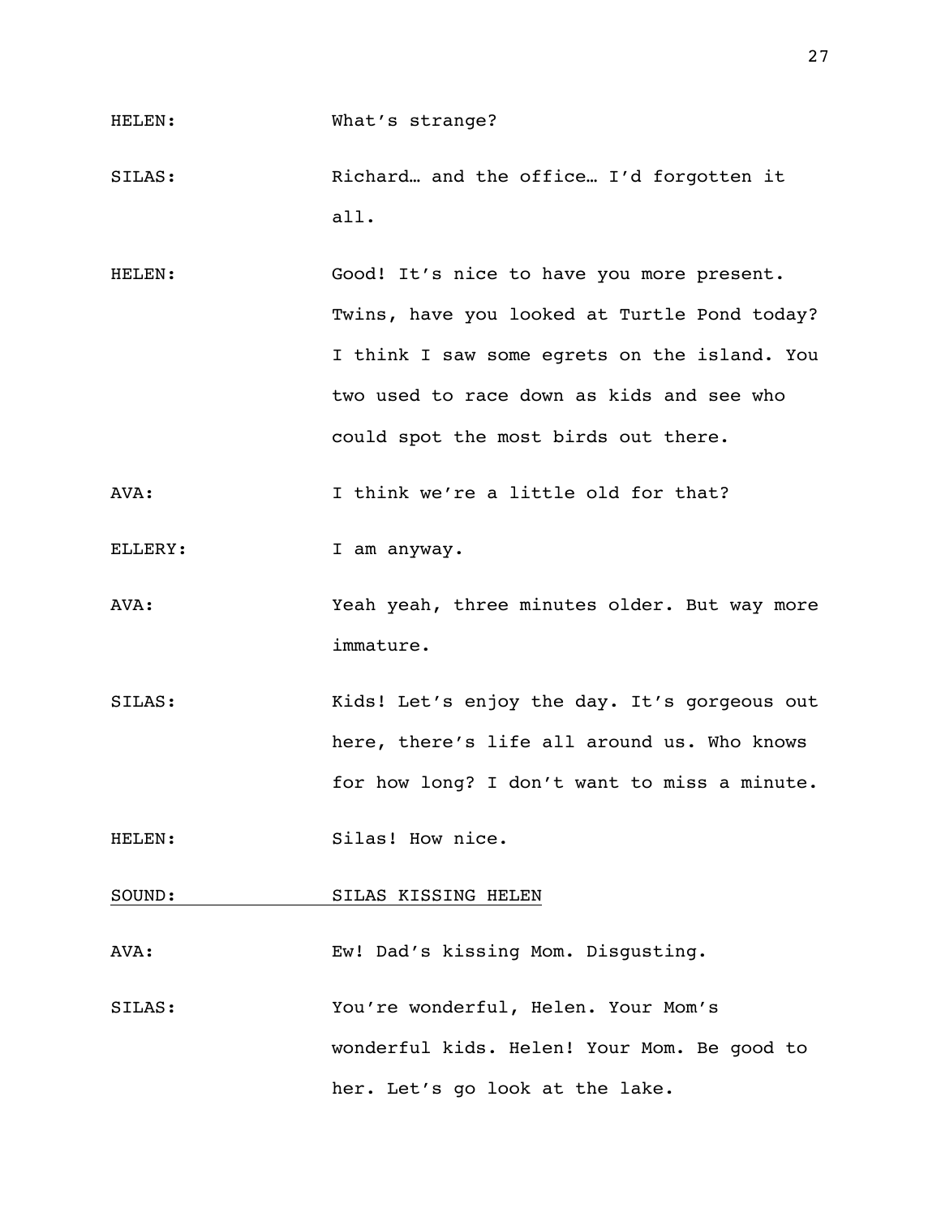HELEN: What's strange?

SILAS: Richard… and the office… I'd forgotten it all.

HELEN: Good! It's nice to have you more present. Twins, have you looked at Turtle Pond today? I think I saw some egrets on the island. You two used to race down as kids and see who could spot the most birds out there.

AVA: I think we're a little old for that?

ELLERY: I am anyway.

AVA: Yeah yeah, three minutes older. But way more immature.

SILAS: Kids! Let's enjoy the day. It's gorgeous out here, there's life all around us. Who knows for how long? I don't want to miss a minute.

HELEN: Silas! How nice.

<u>SOUND: SILAS KISSING HELEN</u>

AVA: Ew! Dad's kissing Mom. Disgusting.

SILAS: You're wonderful, Helen. Your Mom's wonderful kids. Helen! Your Mom. Be good to her. Let's go look at the lake.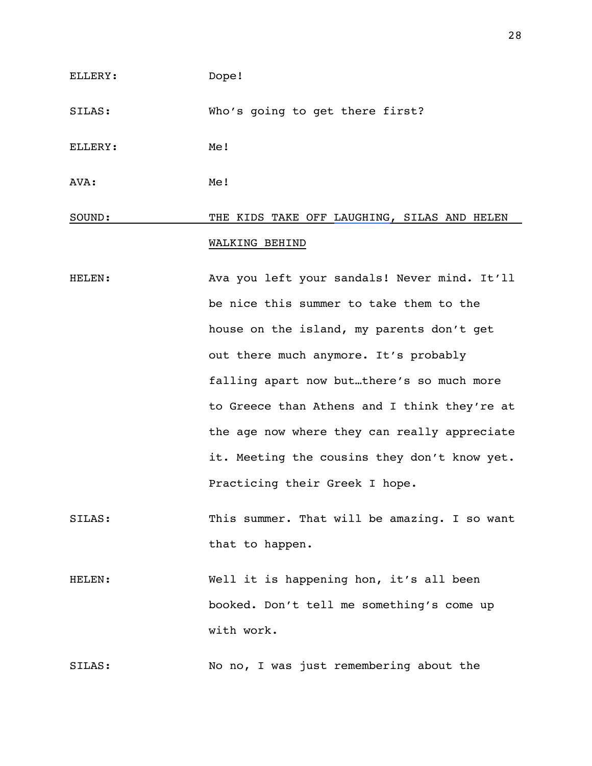ELLERY: Dope!

SILAS: Who's going to get there first?

ELLERY: Me!

AVA: Me!

<u>SOUND: THE KIDS TAKE OFF LAUGHING, SILAS AND HELEN WALKING BEHIND</u>

HELEN: Ava you left your sandals! Never mind. It'll be nice this summer to take them to the house on the island, my parents don't get out there much anymore. It's probably falling apart now but…there's so much more to Greece than Athens and I think they're at the age now where they can really appreciate it. Meeting the cousins they don't know yet. Practicing their Greek I hope.

SILAS: This summer. That will be amazing. I so want that to happen.

HELEN: Well it is happening hon, it's all been booked. Don't tell me something's come up with work.

SILAS: No no, I was just remembering about the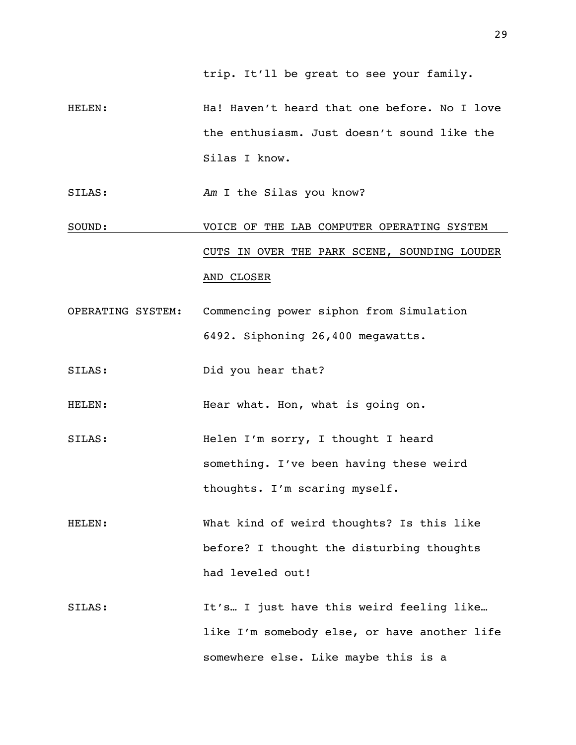trip. It'll be great to see your family.

HELEN: Ha! Haven't heard that one before. No I love the enthusiasm. Just doesn't sound like the Silas I know.

SILAS: *Am* I the Silas you know?

<u>SOUND: VOICE OF THE LAB COMPUTER OPERATING SYSTEM CUTS IN OVER THE PARK SCENE, SOUNDING LOUDER AND CLOSER</u>

OPERATING SYSTEM: Commencing power siphon from Simulation 6492. Siphoning 26,400 megawatts.

SILAS: Did you hear that?

HELEN: Hear what. Hon, what is going on.

SILAS: Helen I'm sorry, I thought I heard something. I've been having these weird thoughts. I'm scaring myself.

HELEN: What kind of weird thoughts? Is this like before? I thought the disturbing thoughts had leveled out!

SILAS: It's… I just have this weird feeling like… like I'm somebody else, or have another life somewhere else. Like maybe this is a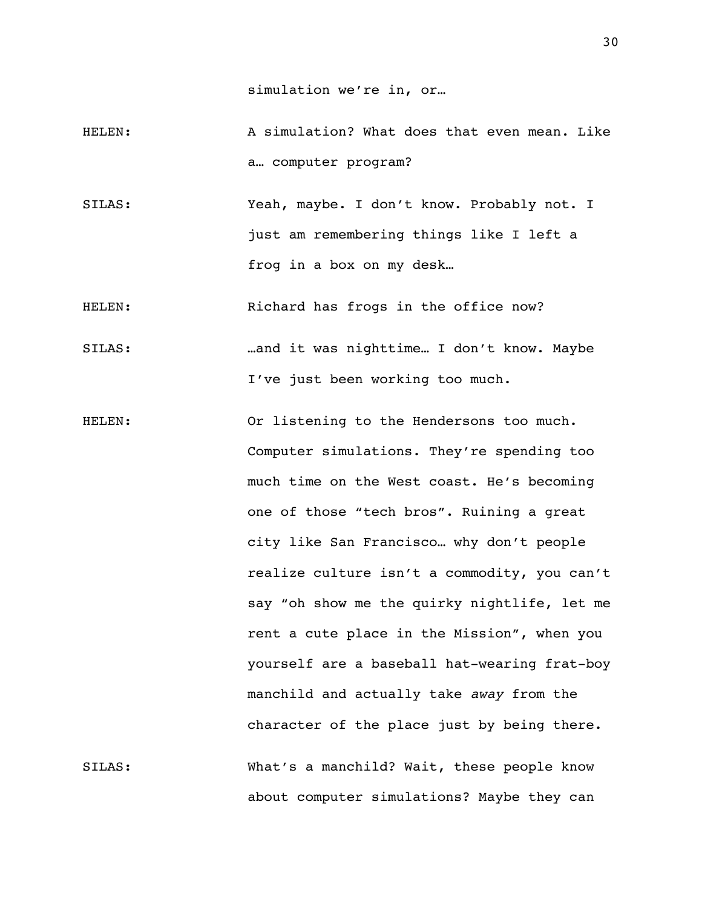simulation we're in, or…

HELEN: A simulation? What does that even mean. Like a… computer program?

SILAS: Yeah, maybe. I don't know. Probably not. I just am remembering things like I left a frog in a box on my desk…

HELEN: Richard has frogs in the office now?

SILAS: …and it was nighttime… I don't know. Maybe I've just been working too much.

HELEN: Or listening to the Hendersons too much. Computer simulations. They're spending too much time on the West coast. He's becoming one of those "tech bros". Ruining a great city like San Francisco… why don't people realize culture isn't a commodity, you can't say "oh show me the quirky nightlife, let me rent a cute place in the Mission", when you yourself are a baseball hat-wearing frat-boy manchild and actually take *away* from the character of the place just by being there.

SILAS: What's a manchild? Wait, these people know about computer simulations? Maybe they can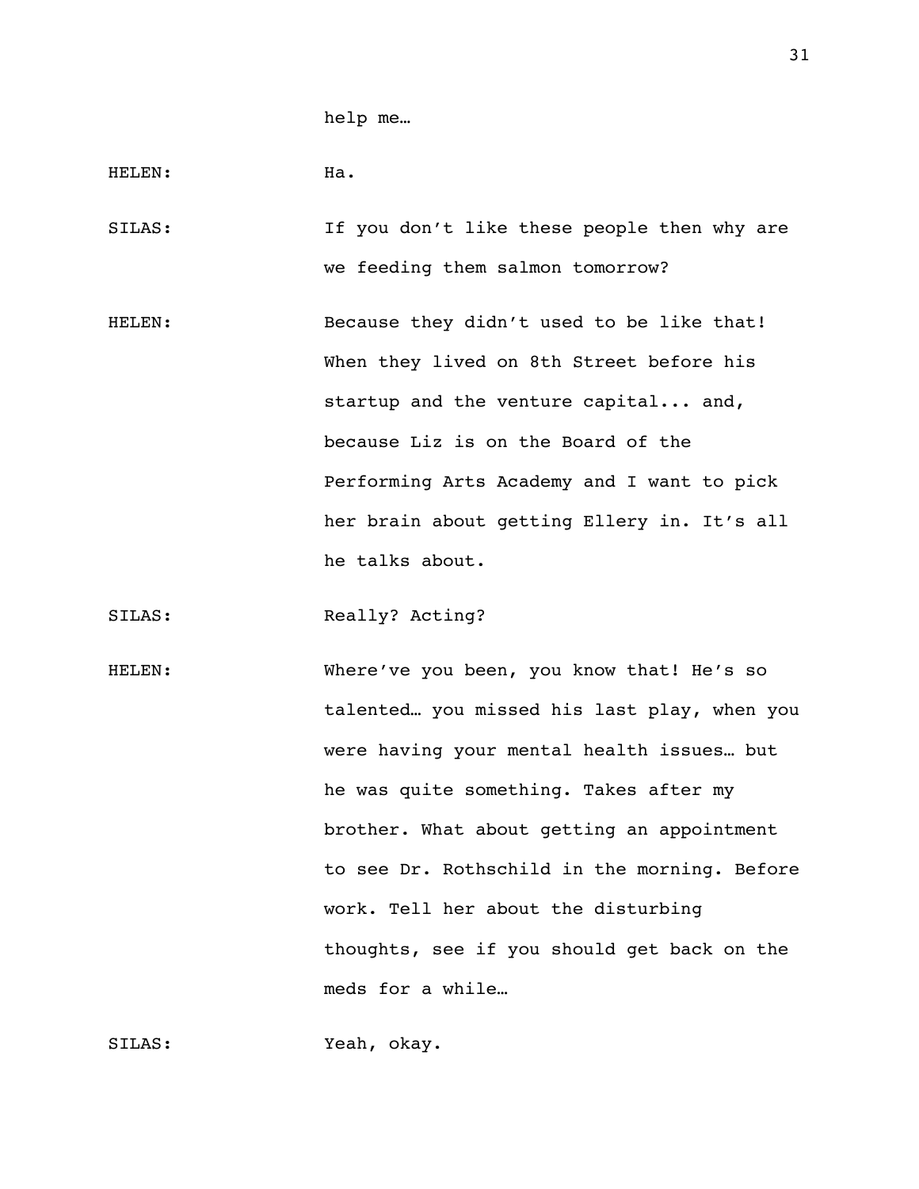help me…

HELEN: Ha.

SILAS: If you don't like these people then why are we feeding them salmon tomorrow?

HELEN: Because they didn't used to be like that! When they lived on 8th Street before his startup and the venture capital... and, because Liz is on the Board of the Performing Arts Academy and I want to pick her brain about getting Ellery in. It's all he talks about.

SILAS: Really? Acting?

HELEN: Where've you been, you know that! He's so talented… you missed his last play, when you were having your mental health issues… but he was quite something. Takes after my brother. What about getting an appointment to see Dr. Rothschild in the morning. Before work. Tell her about the disturbing thoughts, see if you should get back on the meds for a while…

SILAS: Yeah, okay.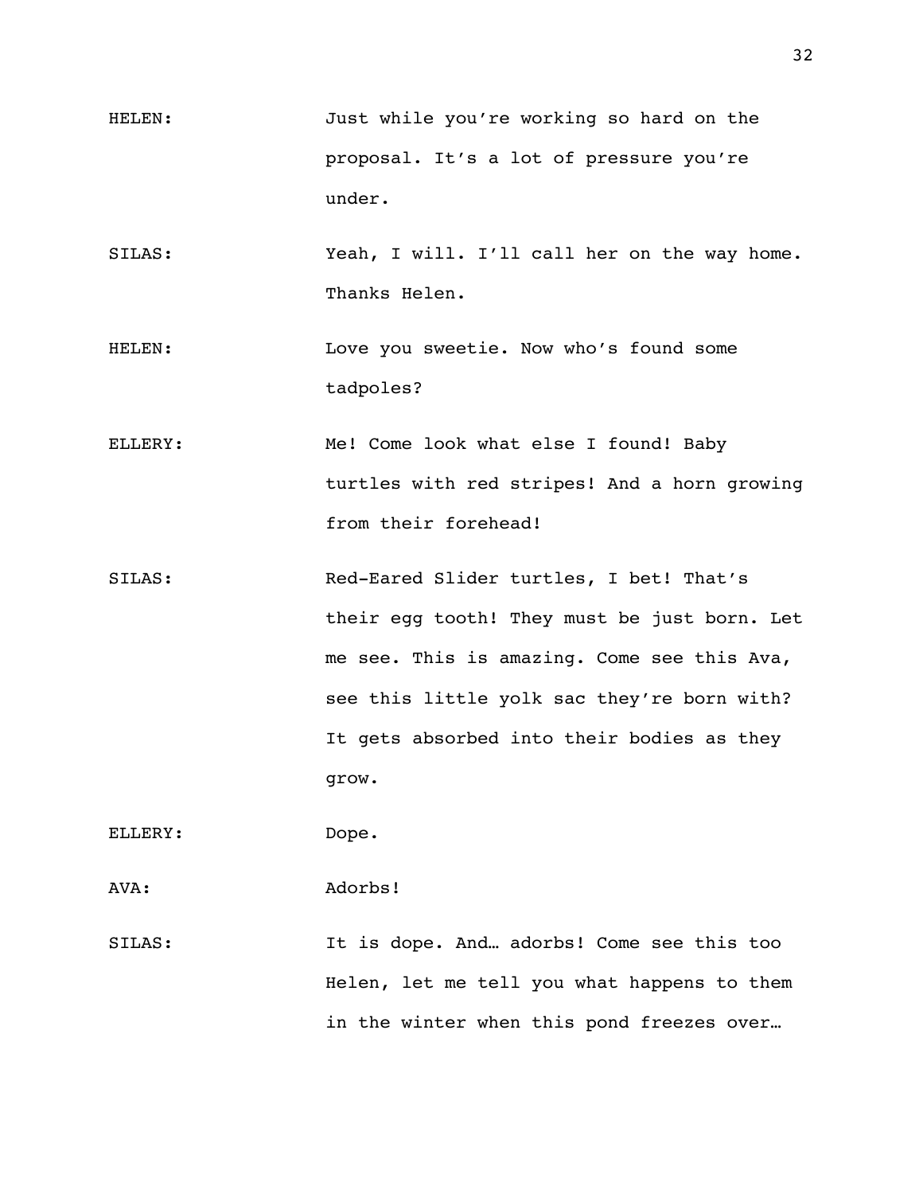HELEN: Just while you're working so hard on the proposal. It's a lot of pressure you're under.

SILAS: Yeah, I will. I'll call her on the way home. Thanks Helen.

HELEN: Love you sweetie. Now who's found some tadpoles?

ELLERY: Me! Come look what else I found! Baby turtles with red stripes! And a horn growing from their forehead!

SILAS: Red-Eared Slider turtles, I bet! That's their egg tooth! They must be just born. Let me see. This is amazing. Come see this Ava, see this little yolk sac they're born with? It gets absorbed into their bodies as they grow.

ELLERY: Dope.

AVA: Adorbs!

SILAS: It is dope. And… adorbs! Come see this too Helen, let me tell you what happens to them in the winter when this pond freezes over…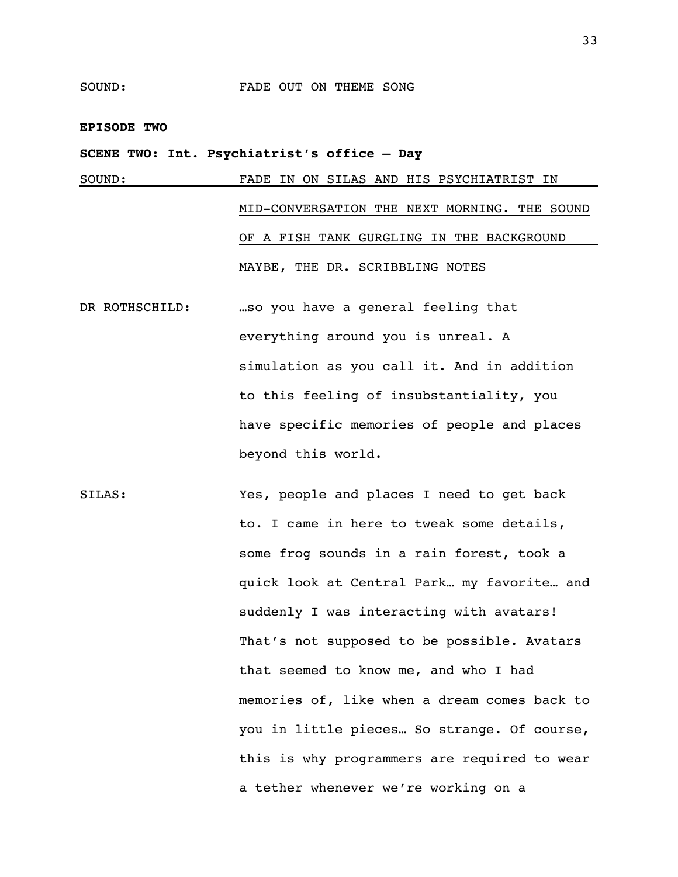SOUND: FADE OUT ON THEME SONG

**EPISODE TWO**

**SCENE TWO: Int. Psychiatrist's office – Day**

SOUND: FADE IN ON SILAS AND HIS PSYCHIATRIST IN MID-CONVERSATION THE NEXT MORNING. THE SOUND OF A FISH TANK GURGLING IN THE BACKGROUND MAYBE, THE DR. SCRIBBLING NOTES

DR ROTHSCHILD: …so you have a general feeling that everything around you is unreal. A simulation as you call it. And in addition to this feeling of insubstantiality, you have specific memories of people and places beyond this world.

SILAS: Yes, people and places I need to get back to. I came in here to tweak some details, some frog sounds in a rain forest, took a quick look at Central Park… my favorite… and suddenly I was interacting with avatars! That's not supposed to be possible. Avatars that seemed to know me, and who I had memories of, like when a dream comes back to you in little pieces… So strange. Of course, this is why programmers are required to wear a tether whenever we're working on a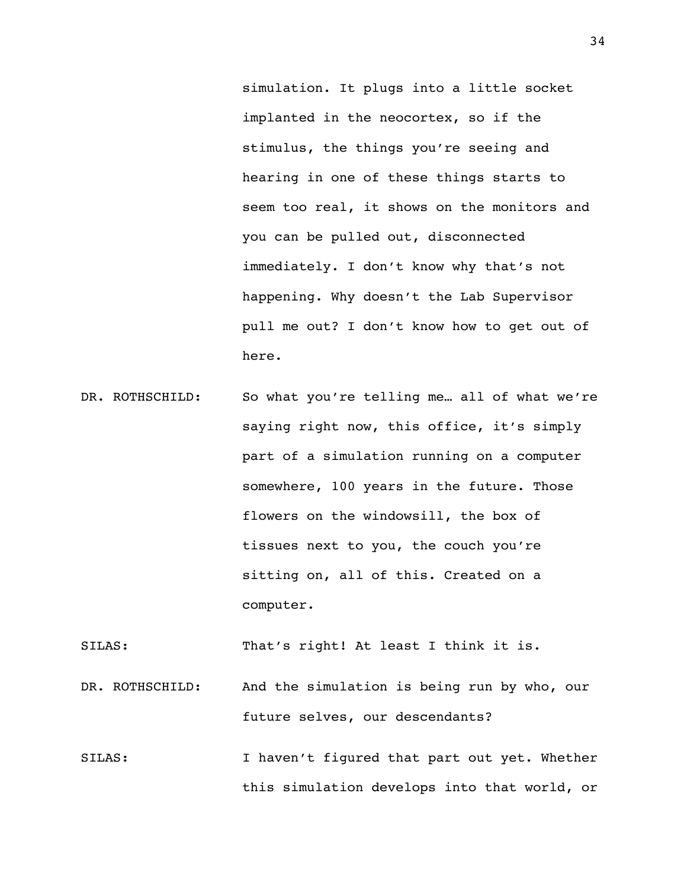simulation. It plugs into a little socket implanted in the neocortex, so if the stimulus, the things you're seeing and hearing in one of these things starts to seem too real, it shows on the monitors and you can be pulled out, disconnected immediately. I don't know why that's not happening. Why doesn't the Lab Supervisor pull me out? I don't know how to get out of here.

DR. ROTHSCHILD: So what you're telling me… all of what we're saying right now, this office, it's simply part of a simulation running on a computer somewhere, 100 years in the future. Those flowers on the windowsill, the box of tissues next to you, the couch you're sitting on, all of this. Created on a computer.

SILAS: That's right! At least I think it is.

DR. ROTHSCHILD: And the simulation is being run by who, our future selves, our descendants?

SILAS: I haven't figured that part out yet. Whether this simulation develops into that world, or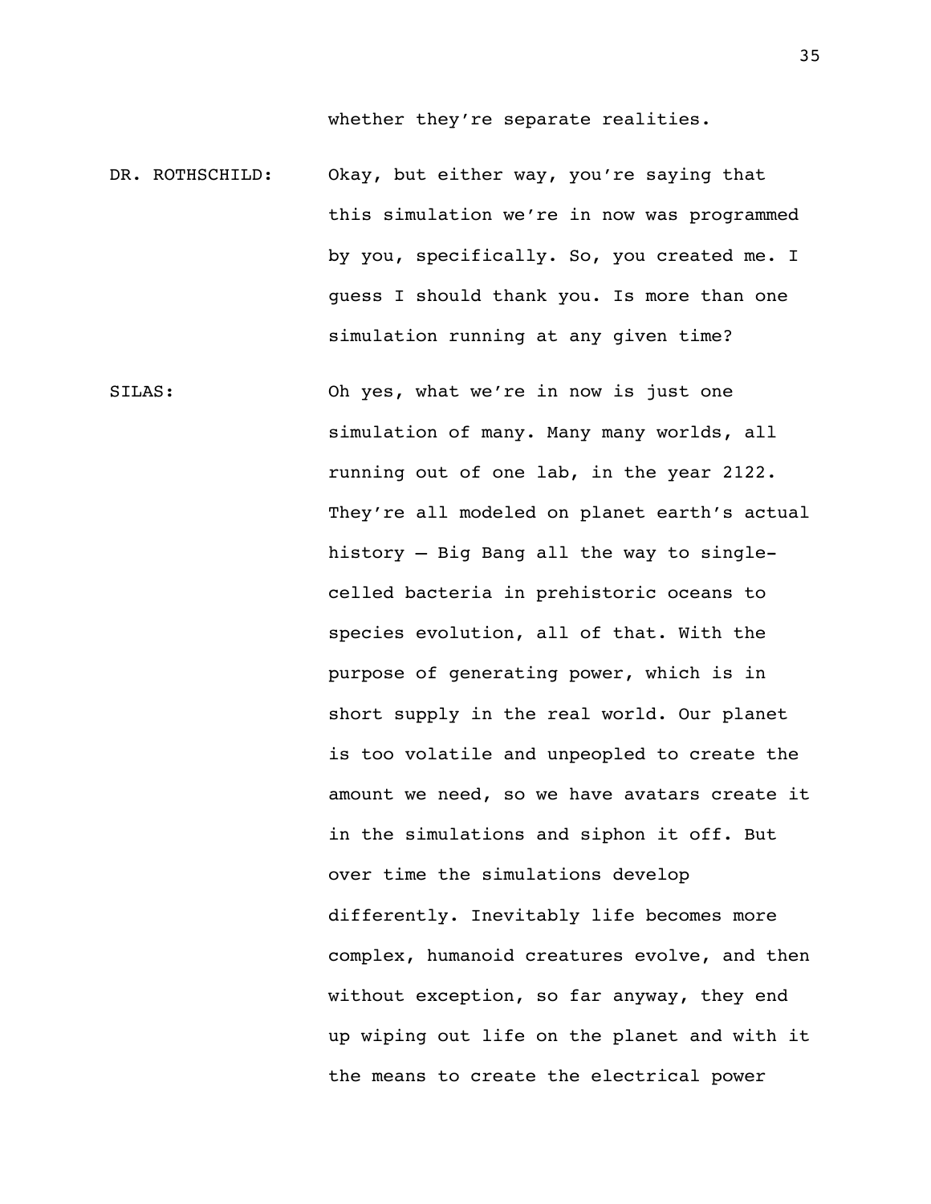whether they're separate realities.

DR. ROTHSCHILD: Okay, but either way, you're saying that this simulation we're in now was programmed by you, specifically. So, you created me. I guess I should thank you. Is more than one simulation running at any given time?

SILAS: Oh yes, what we're in now is just one simulation of many. Many many worlds, all running out of one lab, in the year 2122. They're all modeled on planet earth's actual history – Big Bang all the way to single-celled bacteria in prehistoric oceans to species evolution, all of that. With the purpose of generating power, which is in short supply in the real world. Our planet is too volatile and unpeopled to create the amount we need, so we have avatars create it in the simulations and siphon it off. But over time the simulations develop differently. Inevitably life becomes more complex, humanoid creatures evolve, and then without exception, so far anyway, they end up wiping out life on the planet and with it the means to create the electrical power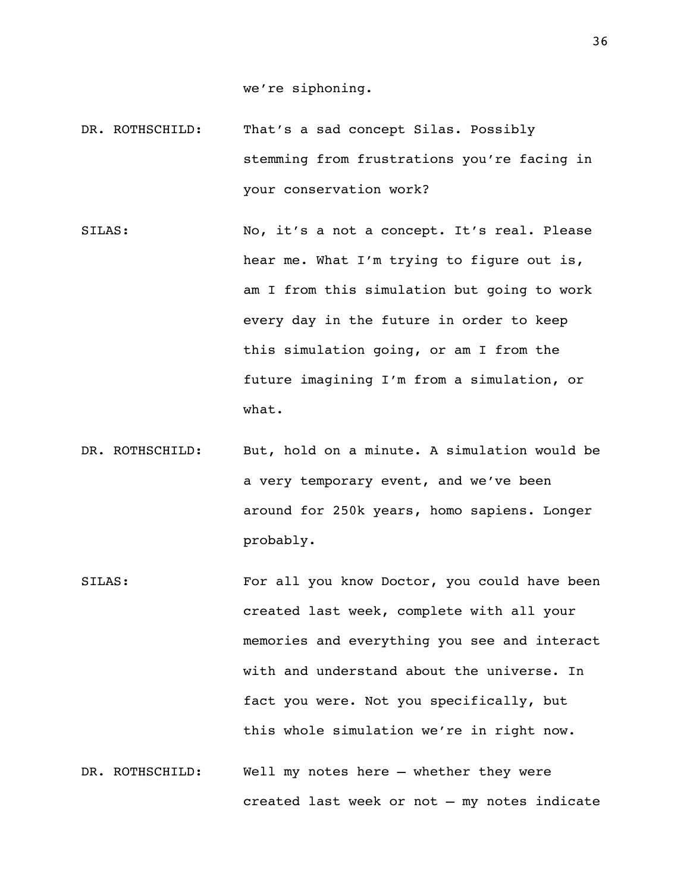we're siphoning.

DR. ROTHSCHILD: That's a sad concept Silas. Possibly stemming from frustrations you're facing in your conservation work?

SILAS: No, it's a not a concept. It's real. Please hear me. What I'm trying to figure out is, am I from this simulation but going to work every day in the future in order to keep this simulation going, or am I from the future imagining I'm from a simulation, or what.

DR. ROTHSCHILD: But, hold on a minute. A simulation would be a very temporary event, and we've been around for 250k years, homo sapiens. Longer probably.

SILAS: For all you know Doctor, you could have been created last week, complete with all your memories and everything you see and interact with and understand about the universe. In fact you were. Not you specifically, but this whole simulation we're in right now.

DR. ROTHSCHILD: Well my notes here – whether they were created last week or not – my notes indicate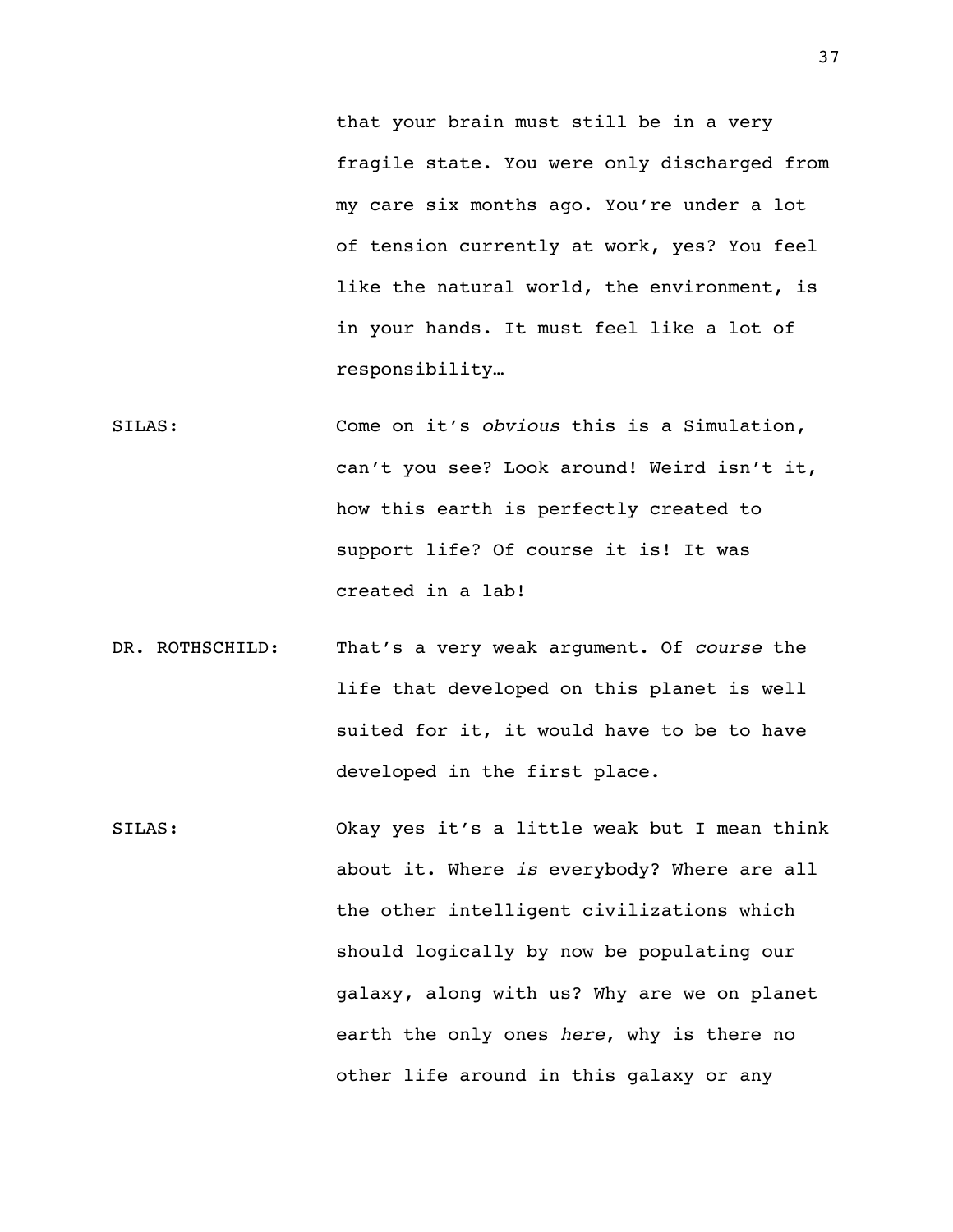that your brain must still be in a very fragile state. You were only discharged from my care six months ago. You're under a lot of tension currently at work, yes? You feel like the natural world, the environment, is in your hands. It must feel like a lot of responsibility…

SILAS: Come on it's *obvious* this is a Simulation, can't you see? Look around! Weird isn't it, how this earth is perfectly created to support life? Of course it is! It was created in a lab!

DR. ROTHSCHILD: That's a very weak argument. Of *course* the life that developed on this planet is well suited for it, it would have to be to have developed in the first place.

SILAS: Okay yes it's a little weak but I mean think about it. Where *is* everybody? Where are all the other intelligent civilizations which should logically by now be populating our galaxy, along with us? Why are we on planet earth the only ones *here*, why is there no other life around in this galaxy or any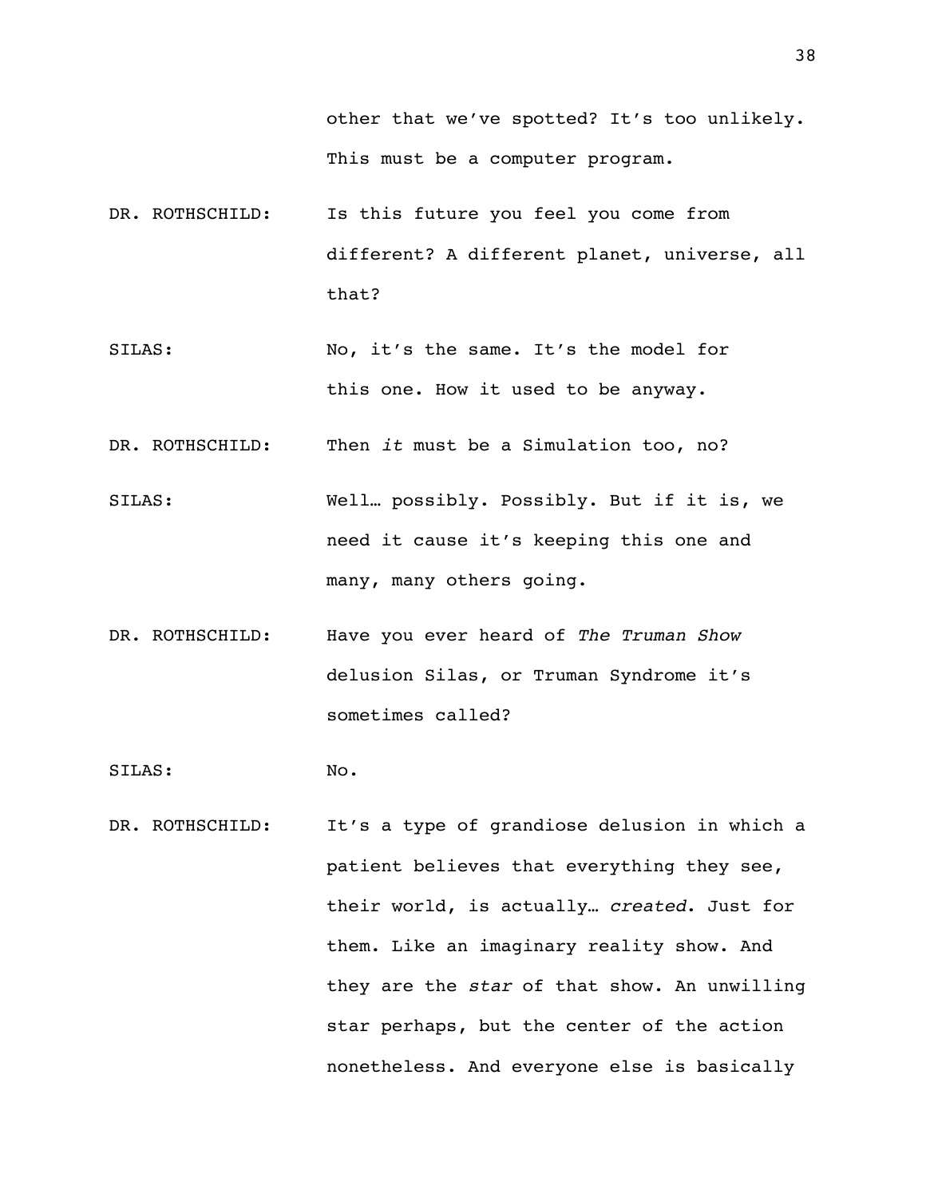other that we've spotted? It's too unlikely. This must be a computer program.

DR. ROTHSCHILD: Is this future you feel you come from different? A different planet, universe, all that?

SILAS: No, it's the same. It's the model for this one. How it used to be anyway.

DR. ROTHSCHILD: Then *it* must be a Simulation too, no?

SILAS: Well… possibly. Possibly. But if it is, we need it cause it's keeping this one and many, many others going.

DR. ROTHSCHILD: Have you ever heard of *The Truman Show* delusion Silas, or Truman Syndrome it's sometimes called?

SILAS: No.

DR. ROTHSCHILD: It's a type of grandiose delusion in which a patient believes that everything they see, their world, is actually… *created*. Just for them. Like an imaginary reality show. And they are the *star* of that show. An unwilling star perhaps, but the center of the action nonetheless. And everyone else is basically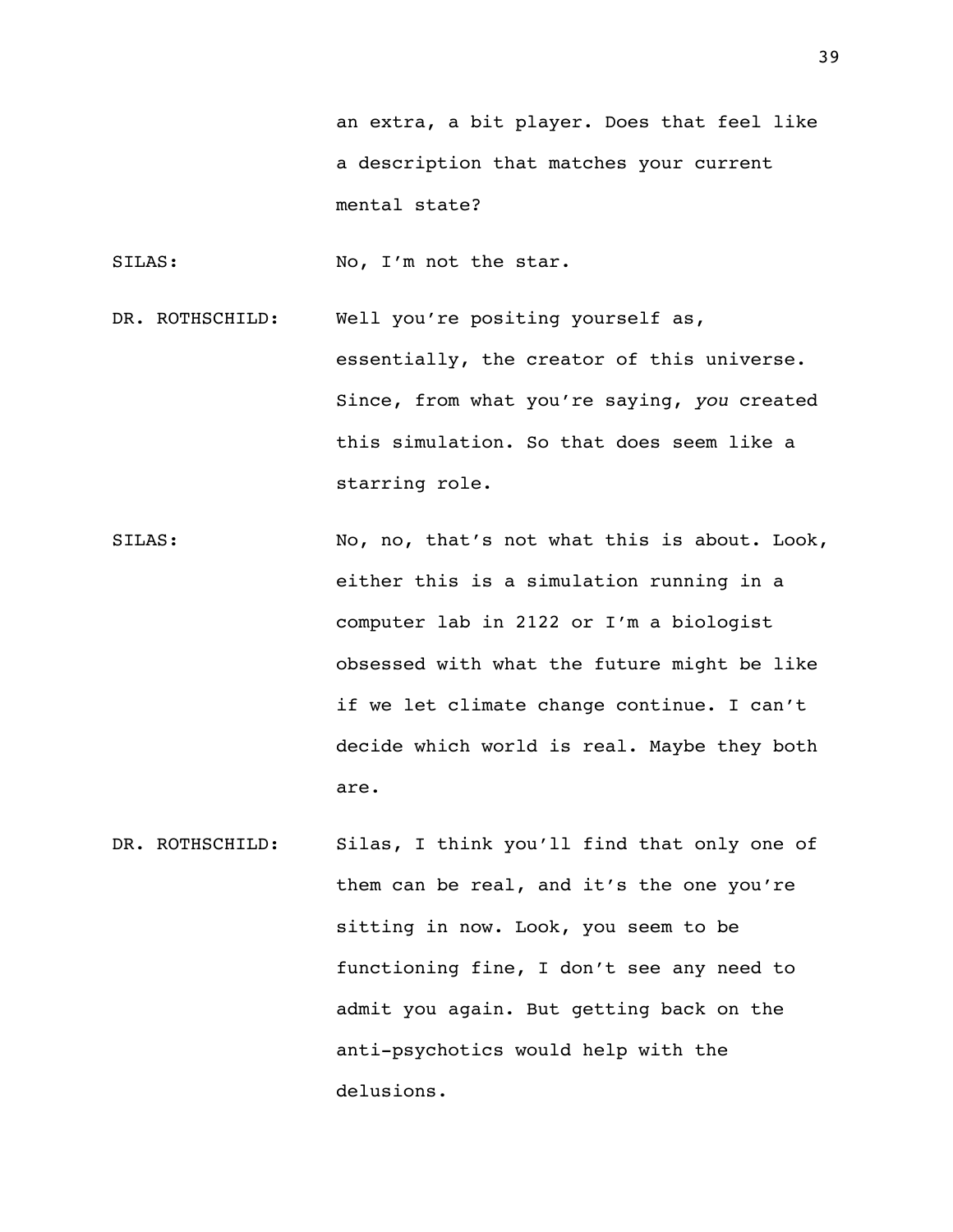an extra, a bit player. Does that feel like a description that matches your current mental state?

SILAS: No, I'm not the star.

DR. ROTHSCHILD: Well you're positing yourself as, essentially, the creator of this universe. Since, from what you're saying, *you* created this simulation. So that does seem like a starring role.

SILAS: No, no, that's not what this is about. Look, either this is a simulation running in a computer lab in 2122 or I'm a biologist obsessed with what the future might be like if we let climate change continue. I can't decide which world is real. Maybe they both are.

DR. ROTHSCHILD: Silas, I think you'll find that only one of them can be real, and it's the one you're sitting in now. Look, you seem to be functioning fine, I don't see any need to admit you again. But getting back on the anti-psychotics would help with the delusions.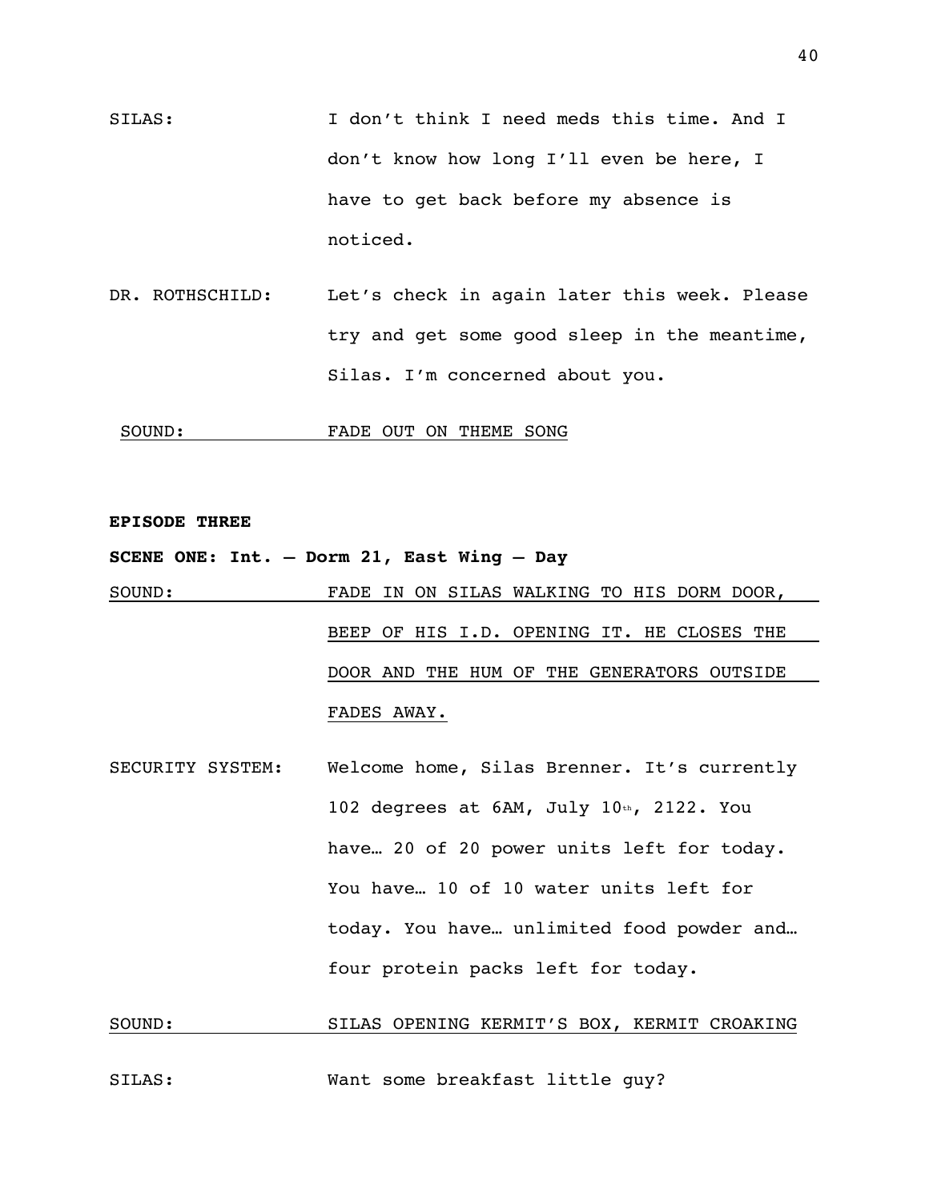SILAS: I don't think I need meds this time. And I don't know how long I'll even be here, I have to get back before my absence is noticed.

DR. ROTHSCHILD: Let's check in again later this week. Please try and get some good sleep in the meantime, Silas. I'm concerned about you.

SOUND: FADE OUT ON THEME SONG

**EPISODE THREE**

**SCENE ONE: Int. – Dorm 21, East Wing – Day**

SOUND: FADE IN ON SILAS WALKING TO HIS DORM DOOR, BEEP OF HIS I.D. OPENING IT. HE CLOSES THE DOOR AND THE HUM OF THE GENERATORS OUTSIDE FADES AWAY.

SECURITY SYSTEM: Welcome home, Silas Brenner. It's currently 102 degrees at 6AM, July 10th, 2122. You have… 20 of 20 power units left for today. You have… 10 of 10 water units left for today. You have… unlimited food powder and… four protein packs left for today.

SOUND: SILAS OPENING KERMIT'S BOX, KERMIT CROAKING

SILAS: Want some breakfast little guy?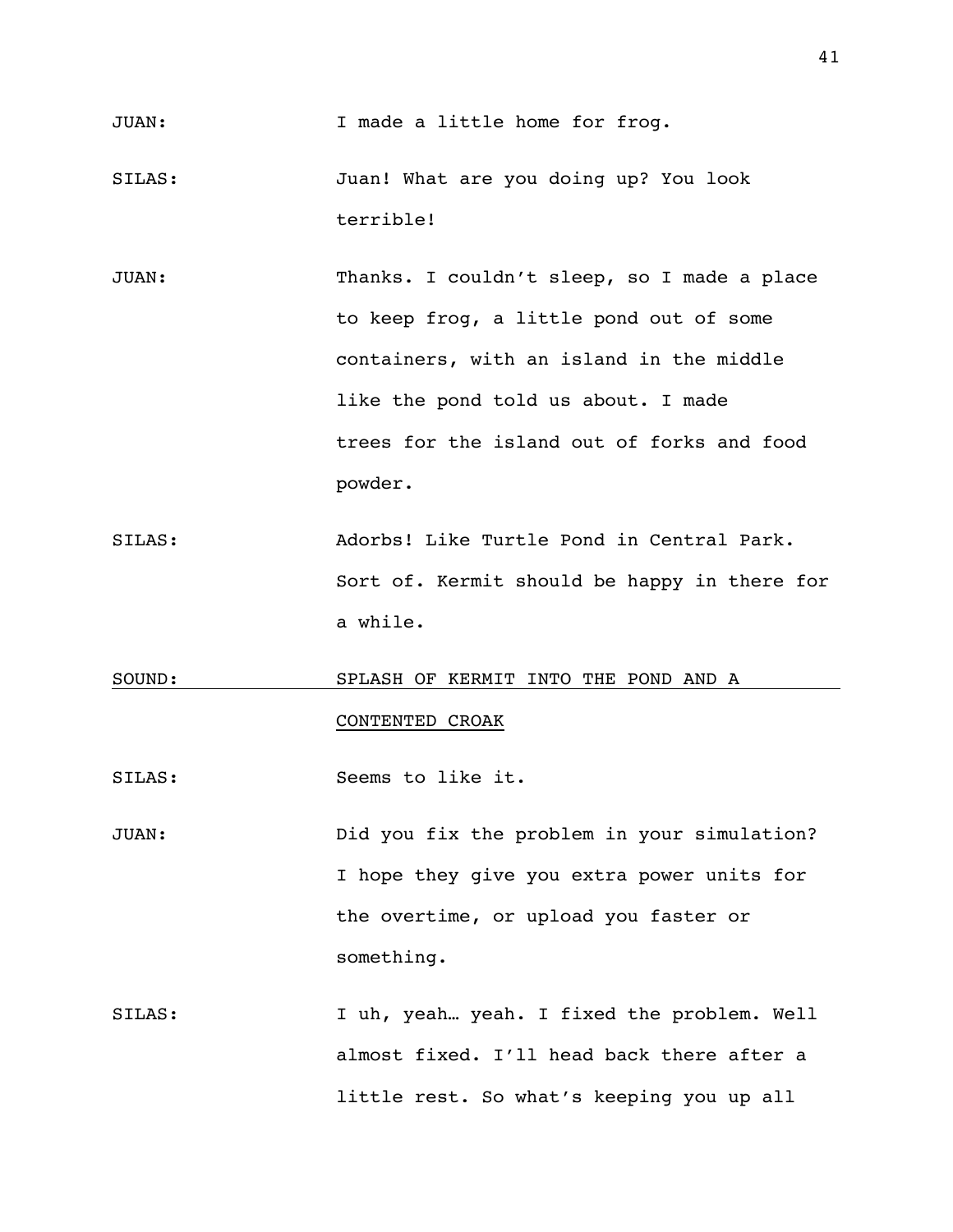JUAN: I made a little home for frog.

SILAS: Juan! What are you doing up? You look terrible!

JUAN: Thanks. I couldn't sleep, so I made a place to keep frog, a little pond out of some containers, with an island in the middle like the pond told us about. I made trees for the island out of forks and food powder.

SILAS: Adorbs! Like Turtle Pond in Central Park. Sort of. Kermit should be happy in there for a while.

<u>SOUND: SPLASH OF KERMIT INTO THE POND AND A CONTENTED CROAK</u>

SILAS: Seems to like it.

JUAN: Did you fix the problem in your simulation? I hope they give you extra power units for the overtime, or upload you faster or something.

SILAS: I uh, yeah… yeah. I fixed the problem. Well almost fixed. I'll head back there after a little rest. So what's keeping you up all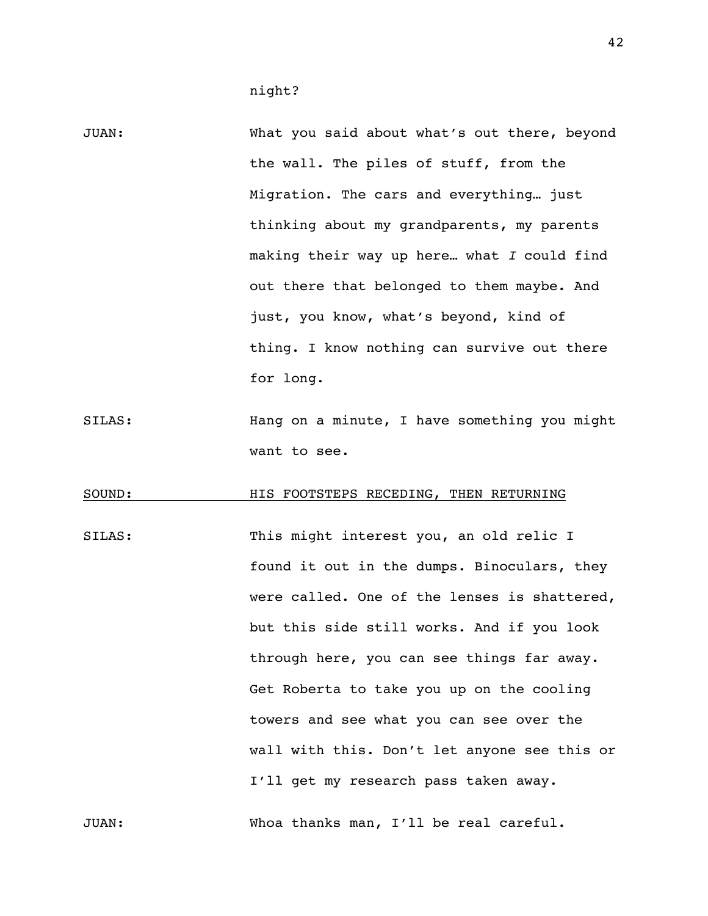night?

JUAN: What you said about what's out there, beyond the wall. The piles of stuff, from the Migration. The cars and everything… just thinking about my grandparents, my parents making their way up here… what *I* could find out there that belonged to them maybe. And just, you know, what's beyond, kind of thing. I know nothing can survive out there for long.

SILAS: Hang on a minute, I have something you might want to see.

<u>SOUND: HIS FOOTSTEPS RECEDING, THEN RETURNING</u>

SILAS: This might interest you, an old relic I found it out in the dumps. Binoculars, they were called. One of the lenses is shattered, but this side still works. And if you look through here, you can see things far away. Get Roberta to take you up on the cooling towers and see what you can see over the wall with this. Don't let anyone see this or I'll get my research pass taken away.

JUAN: Whoa thanks man, I'll be real careful.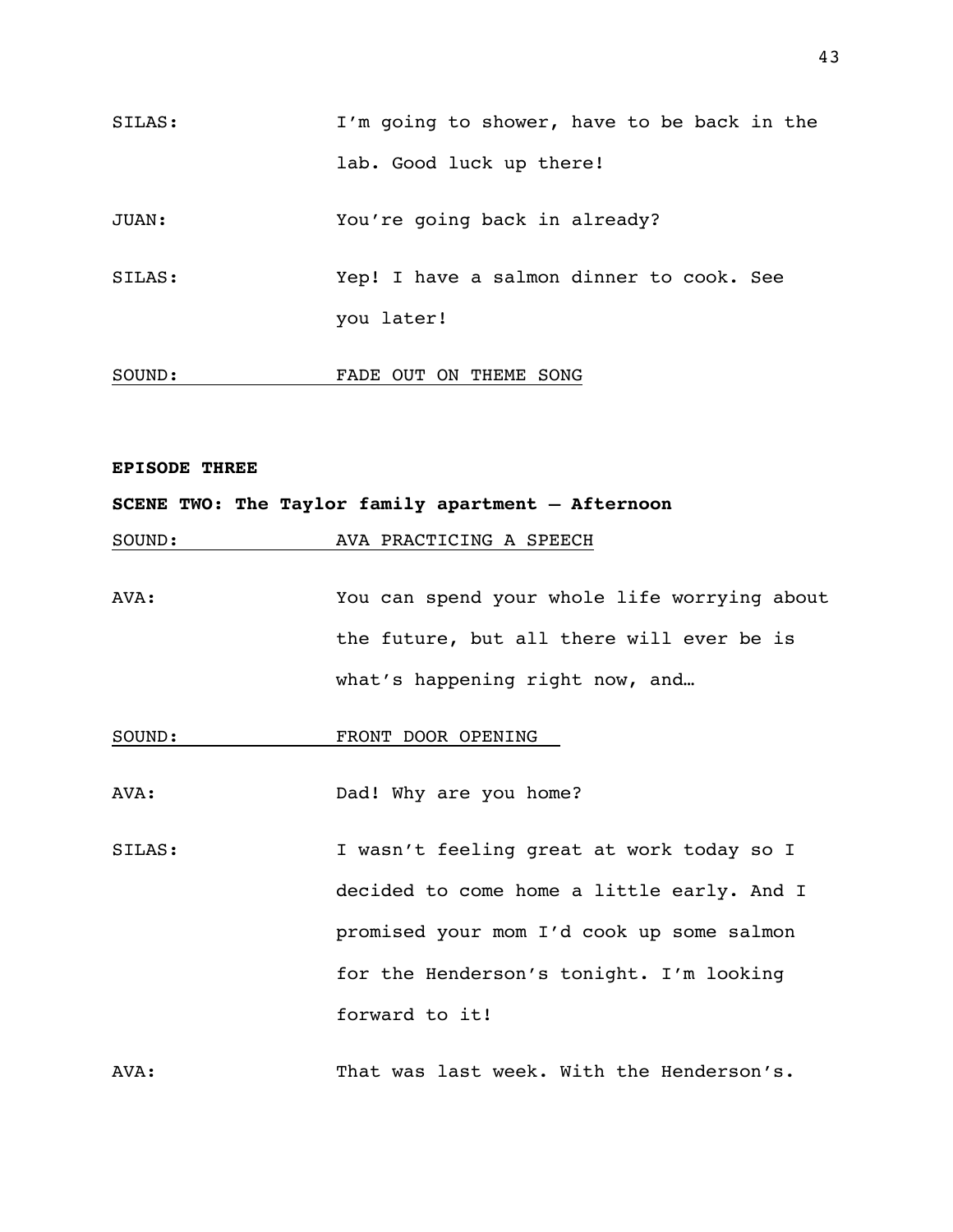SILAS: I'm going to shower, have to be back in the lab. Good luck up there!

JUAN: You're going back in already?

SILAS: Yep! I have a salmon dinner to cook. See you later!

SOUND: FADE OUT ON THEME SONG

**EPISODE THREE**

**SCENE TWO: The Taylor family apartment – Afternoon**

SOUND: AVA PRACTICING A SPEECH

AVA: You can spend your whole life worrying about the future, but all there will ever be is what's happening right now, and…

SOUND: FRONT DOOR OPENING

AVA: Dad! Why are you home?

SILAS: I wasn't feeling great at work today so I decided to come home a little early. And I promised your mom I'd cook up some salmon for the Henderson's tonight. I'm looking forward to it!

AVA: That was last week. With the Henderson's.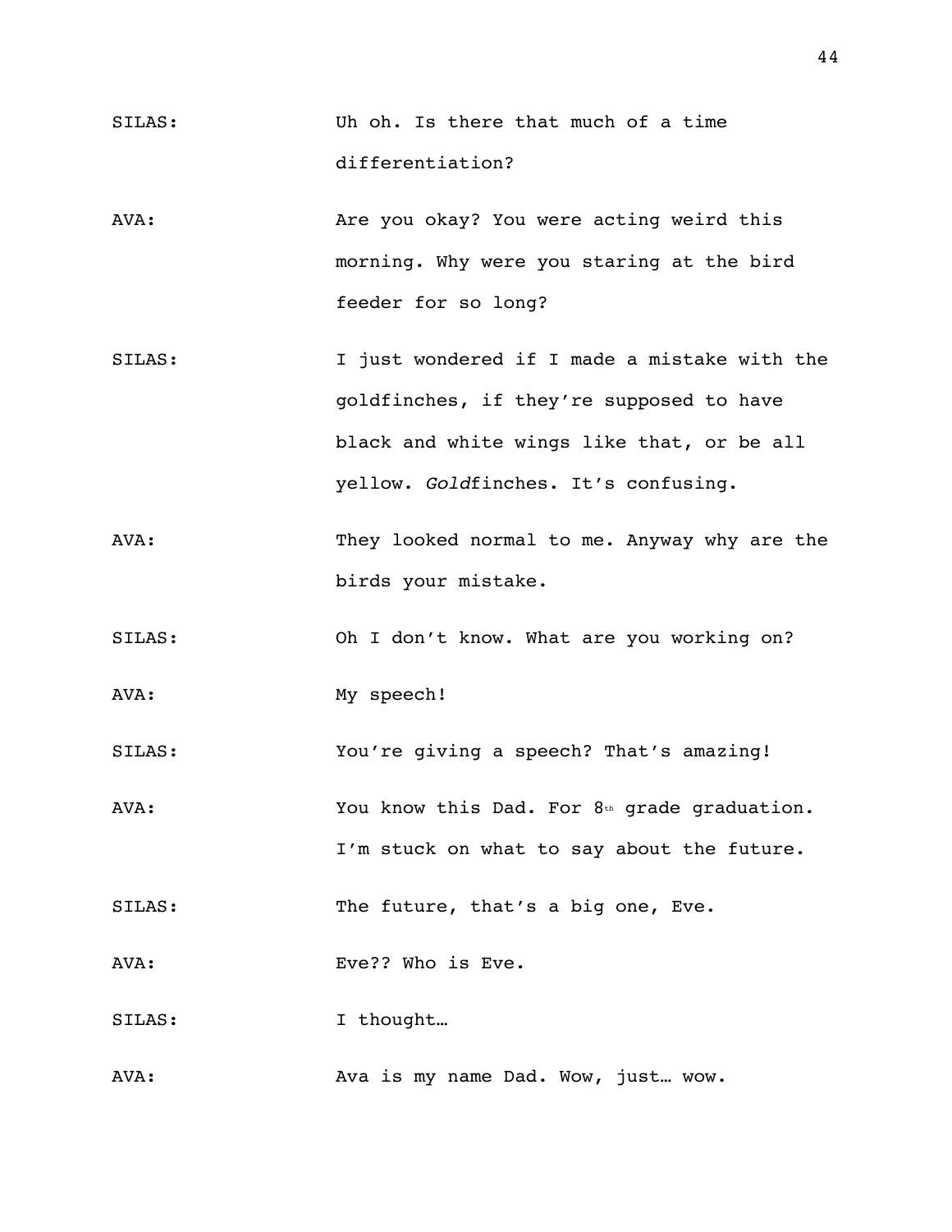SILAS: Uh oh. Is there that much of a time differentiation?

AVA: Are you okay? You were acting weird this morning. Why were you staring at the bird feeder for so long?

SILAS: I just wondered if I made a mistake with the goldfinches, if they're supposed to have black and white wings like that, or be all yellow. *Gold*finches. It's confusing.

AVA: They looked normal to me. Anyway why are the birds your mistake.

SILAS: Oh I don't know. What are you working on?

AVA: My speech!

SILAS: You're giving a speech? That's amazing!

AVA: You know this Dad. For 8th grade graduation. I'm stuck on what to say about the future.

SILAS: The future, that's a big one, Eve.

AVA: Eve?? Who is Eve.

SILAS: I thought…

AVA: Ava is my name Dad. Wow, just… wow.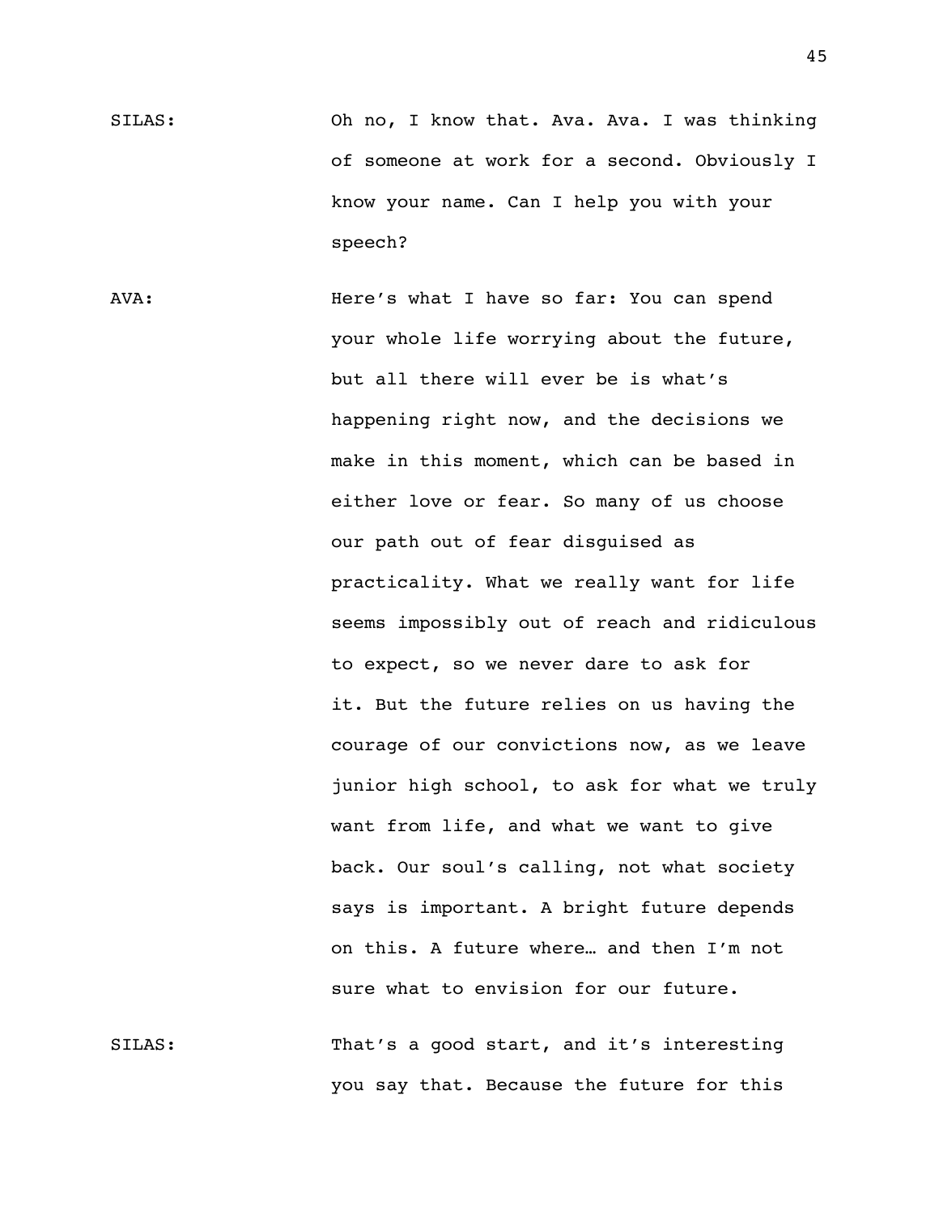SILAS: Oh no, I know that. Ava. Ava. I was thinking of someone at work for a second. Obviously I know your name. Can I help you with your speech?

AVA: Here's what I have so far: You can spend your whole life worrying about the future, but all there will ever be is what's happening right now, and the decisions we make in this moment, which can be based in either love or fear. So many of us choose our path out of fear disguised as practicality. What we really want for life seems impossibly out of reach and ridiculous to expect, so we never dare to ask for it. But the future relies on us having the courage of our convictions now, as we leave junior high school, to ask for what we truly want from life, and what we want to give back. Our soul's calling, not what society says is important. A bright future depends on this. A future where… and then I'm not sure what to envision for our future.

SILAS: That's a good start, and it's interesting you say that. Because the future for this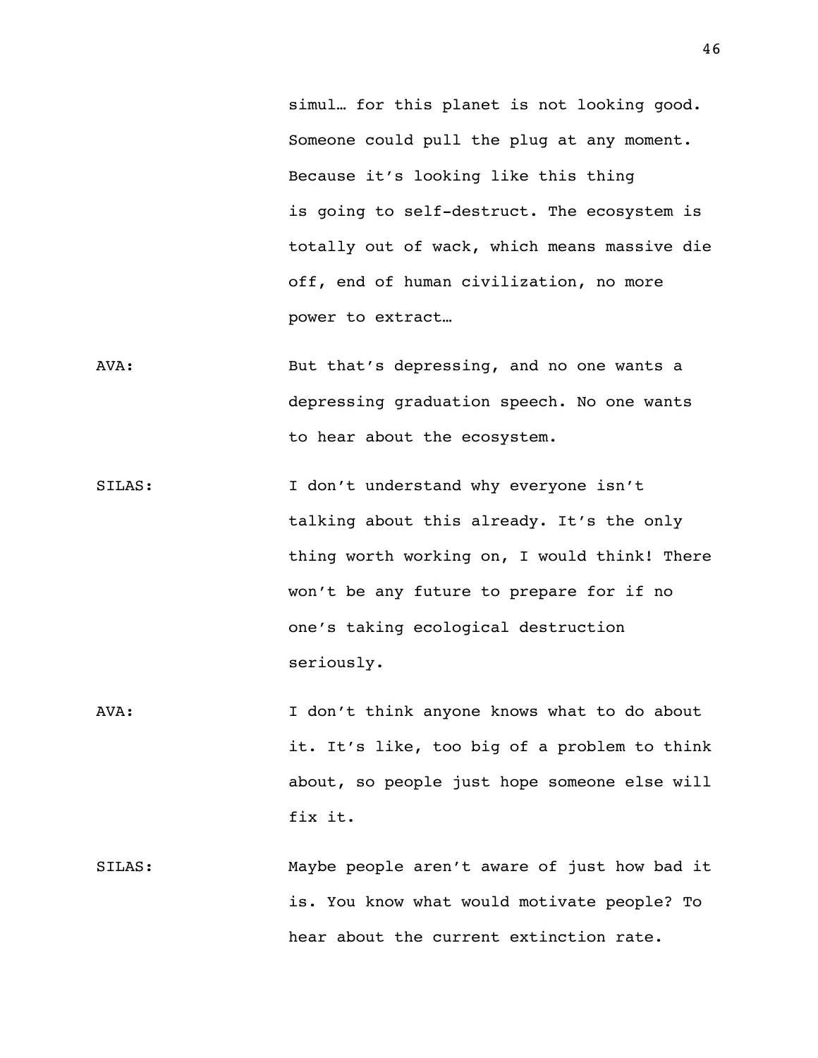simul… for this planet is not looking good. Someone could pull the plug at any moment. Because it's looking like this thing is going to self-destruct. The ecosystem is totally out of wack, which means massive die off, end of human civilization, no more power to extract…

AVA: But that's depressing, and no one wants a depressing graduation speech. No one wants to hear about the ecosystem.

SILAS: I don't understand why everyone isn't talking about this already. It's the only thing worth working on, I would think! There won't be any future to prepare for if no one's taking ecological destruction seriously.

AVA: I don't think anyone knows what to do about it. It's like, too big of a problem to think about, so people just hope someone else will fix it.

SILAS: Maybe people aren't aware of just how bad it is. You know what would motivate people? To hear about the current extinction rate.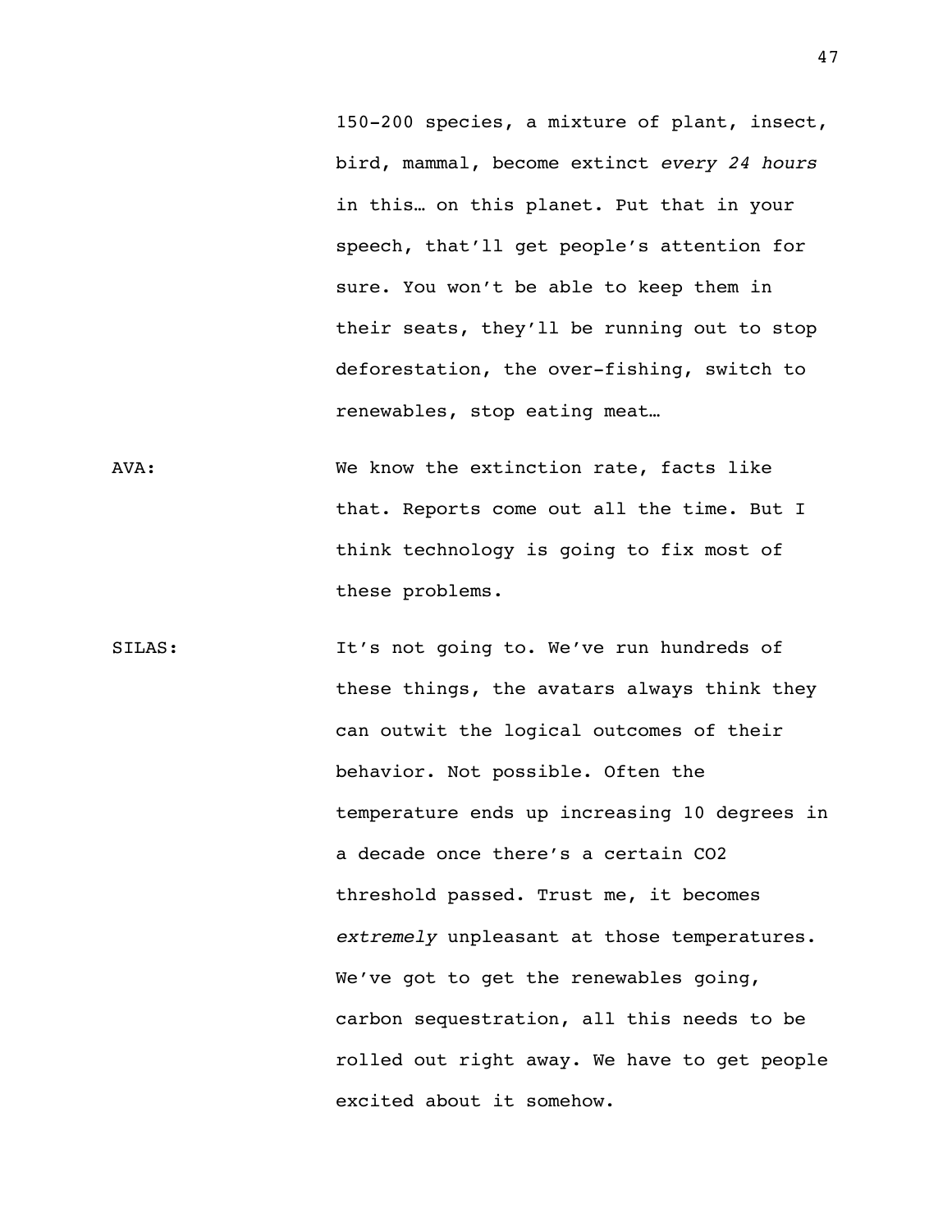150-200 species, a mixture of plant, insect, bird, mammal, become extinct *every 24 hours* in this… on this planet. Put that in your speech, that'll get people's attention for sure. You won't be able to keep them in their seats, they'll be running out to stop deforestation, the over-fishing, switch to renewables, stop eating meat…

AVA: We know the extinction rate, facts like that. Reports come out all the time. But I think technology is going to fix most of these problems.

SILAS: It's not going to. We've run hundreds of these things, the avatars always think they can outwit the logical outcomes of their behavior. Not possible. Often the temperature ends up increasing 10 degrees in a decade once there's a certain CO2 threshold passed. Trust me, it becomes *extremely* unpleasant at those temperatures. We've got to get the renewables going, carbon sequestration, all this needs to be rolled out right away. We have to get people excited about it somehow.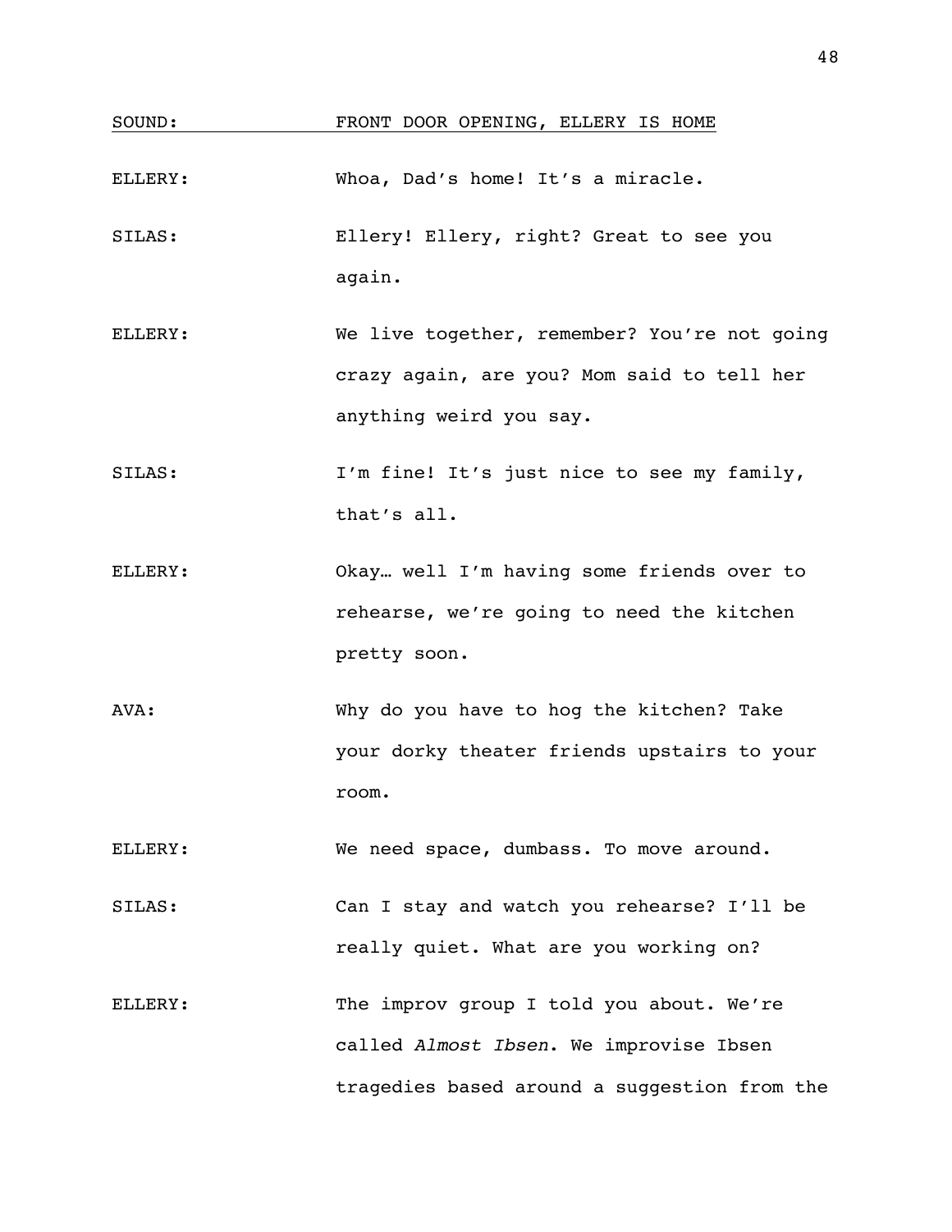SOUND: <u>FRONT DOOR OPENING, ELLERY IS HOME</u>

ELLERY: Whoa, Dad's home! It's a miracle.

SILAS: Ellery! Ellery, right? Great to see you again.

ELLERY: We live together, remember? You're not going crazy again, are you? Mom said to tell her anything weird you say.

SILAS: I'm fine! It's just nice to see my family, that's all.

ELLERY: Okay… well I'm having some friends over to rehearse, we're going to need the kitchen pretty soon.

AVA: Why do you have to hog the kitchen? Take your dorky theater friends upstairs to your room.

ELLERY: We need space, dumbass. To move around.

SILAS: Can I stay and watch you rehearse? I'll be really quiet. What are you working on?

ELLERY: The improv group I told you about. We're called *Almost Ibsen*. We improvise Ibsen tragedies based around a suggestion from the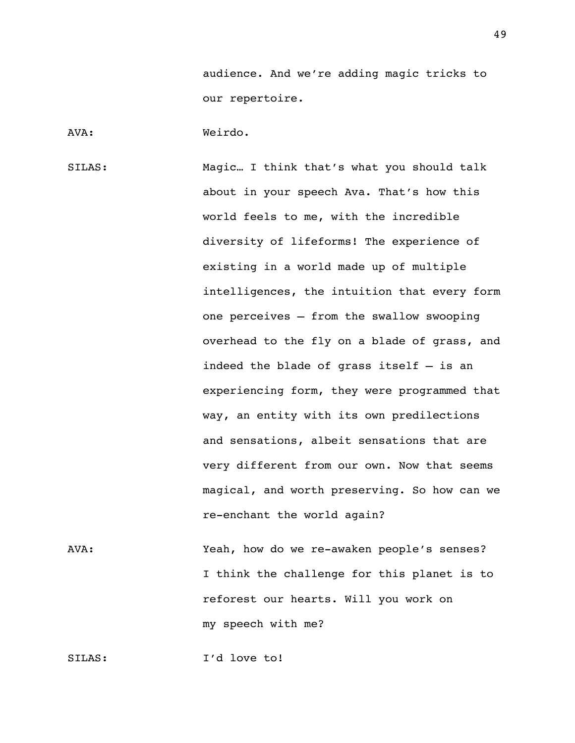audience. And we're adding magic tricks to our repertoire.

AVA: Weirdo.

SILAS: Magic… I think that's what you should talk about in your speech Ava. That's how this world feels to me, with the incredible diversity of lifeforms! The experience of existing in a world made up of multiple intelligences, the intuition that every form one perceives – from the swallow swooping overhead to the fly on a blade of grass, and indeed the blade of grass itself – is an experiencing form, they were programmed that way, an entity with its own predilections and sensations, albeit sensations that are very different from our own. Now that seems magical, and worth preserving. So how can we re-enchant the world again?

AVA: Yeah, how do we re-awaken people's senses? I think the challenge for this planet is to reforest our hearts. Will you work on my speech with me?

SILAS: I'd love to!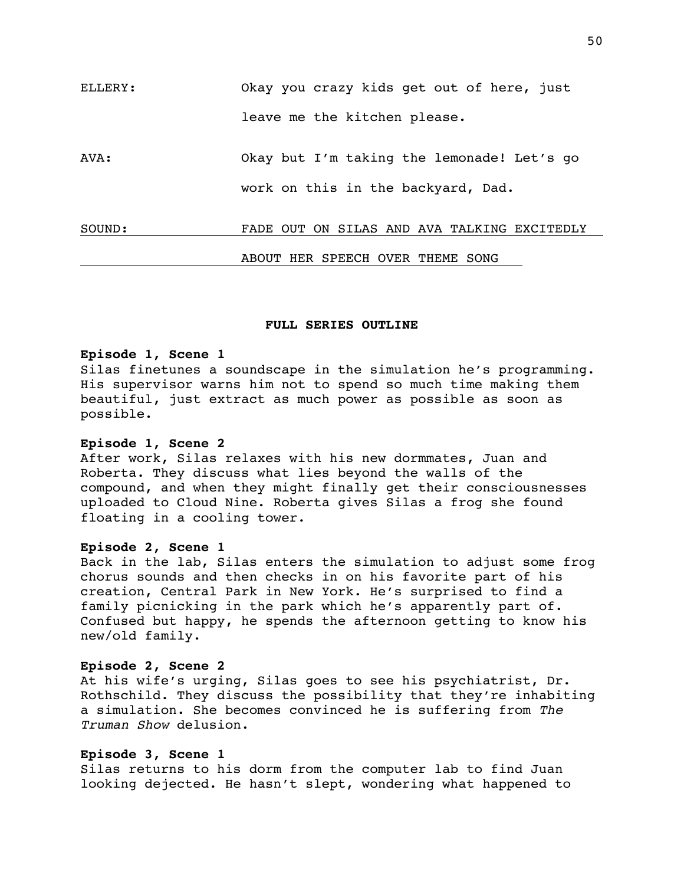ELLERY: Okay you crazy kids get out of here, just leave me the kitchen please.

AVA: Okay but I'm taking the lemonade! Let's go work on this in the backyard, Dad.

SOUND: FADE OUT ON SILAS AND AVA TALKING EXCITEDLY ABOUT HER SPEECH OVER THEME SONG

**FULL SERIES OUTLINE**

**Episode 1, Scene 1**
Silas finetunes a soundscape in the simulation he's programming. His supervisor warns him not to spend so much time making them beautiful, just extract as much power as possible as soon as possible.

**Episode 1, Scene 2**
After work, Silas relaxes with his new dormmates, Juan and Roberta. They discuss what lies beyond the walls of the compound, and when they might finally get their consciousnesses uploaded to Cloud Nine. Roberta gives Silas a frog she found floating in a cooling tower.

**Episode 2, Scene 1**
Back in the lab, Silas enters the simulation to adjust some frog chorus sounds and then checks in on his favorite part of his creation, Central Park in New York. He's surprised to find a family picnicking in the park which he's apparently part of. Confused but happy, he spends the afternoon getting to know his new/old family.

**Episode 2, Scene 2**
At his wife's urging, Silas goes to see his psychiatrist, Dr. Rothschild. They discuss the possibility that they're inhabiting a simulation. She becomes convinced he is suffering from *The Truman Show* delusion.

**Episode 3, Scene 1**
Silas returns to his dorm from the computer lab to find Juan looking dejected. He hasn't slept, wondering what happened to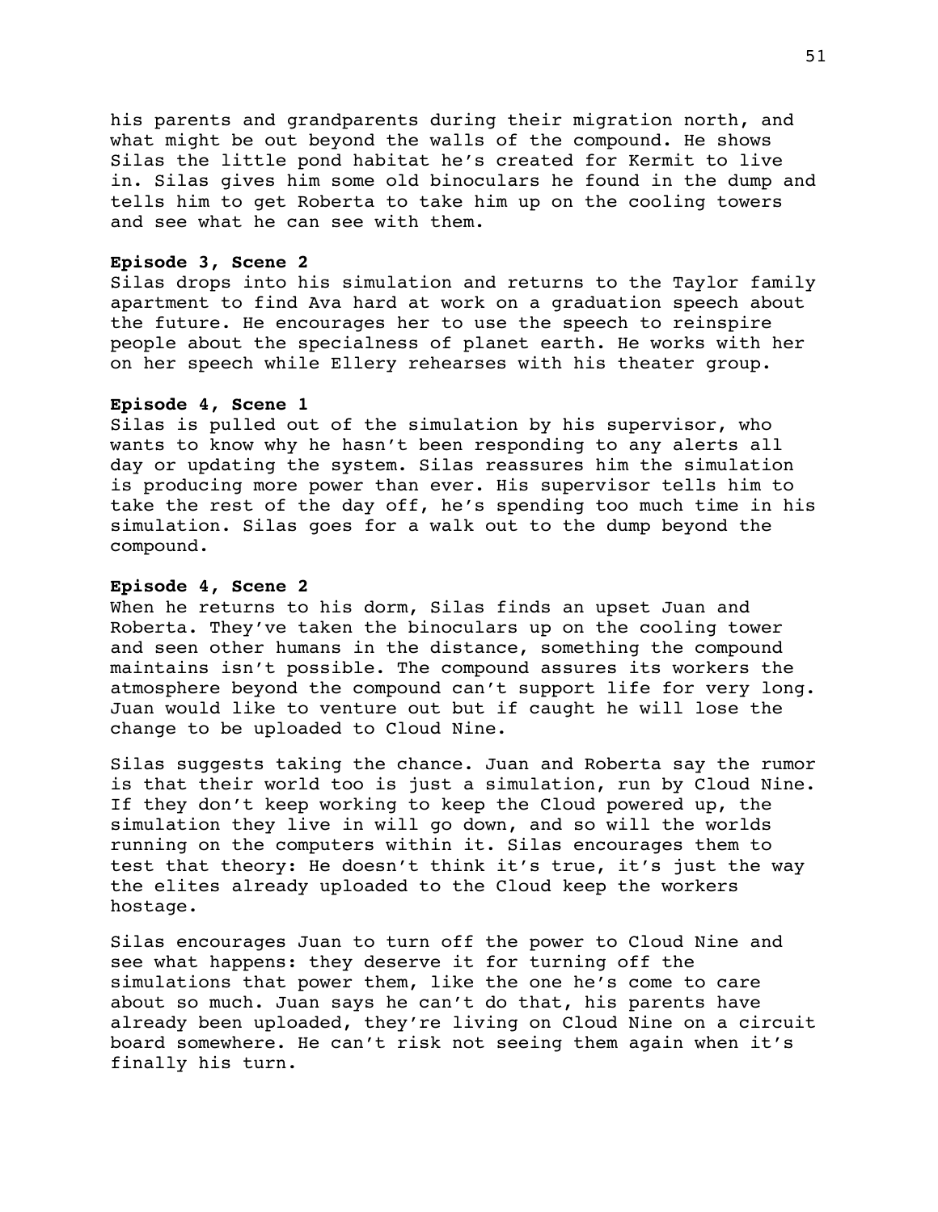his parents and grandparents during their migration north, and what might be out beyond the walls of the compound. He shows Silas the little pond habitat he's created for Kermit to live in. Silas gives him some old binoculars he found in the dump and tells him to get Roberta to take him up on the cooling towers and see what he can see with them.

**Episode 3, Scene 2**
Silas drops into his simulation and returns to the Taylor family apartment to find Ava hard at work on a graduation speech about the future. He encourages her to use the speech to reinspire people about the specialness of planet earth. He works with her on her speech while Ellery rehearses with his theater group.

**Episode 4, Scene 1**
Silas is pulled out of the simulation by his supervisor, who wants to know why he hasn't been responding to any alerts all day or updating the system. Silas reassures him the simulation is producing more power than ever. His supervisor tells him to take the rest of the day off, he's spending too much time in his simulation. Silas goes for a walk out to the dump beyond the compound.

**Episode 4, Scene 2**
When he returns to his dorm, Silas finds an upset Juan and Roberta. They've taken the binoculars up on the cooling tower and seen other humans in the distance, something the compound maintains isn't possible. The compound assures its workers the atmosphere beyond the compound can't support life for very long. Juan would like to venture out but if caught he will lose the change to be uploaded to Cloud Nine.

Silas suggests taking the chance. Juan and Roberta say the rumor is that their world too is just a simulation, run by Cloud Nine. If they don't keep working to keep the Cloud powered up, the simulation they live in will go down, and so will the worlds running on the computers within it. Silas encourages them to test that theory: He doesn't think it's true, it's just the way the elites already uploaded to the Cloud keep the workers hostage.

Silas encourages Juan to turn off the power to Cloud Nine and see what happens: they deserve it for turning off the simulations that power them, like the one he's come to care about so much. Juan says he can't do that, his parents have already been uploaded, they're living on Cloud Nine on a circuit board somewhere. He can't risk not seeing them again when it's finally his turn.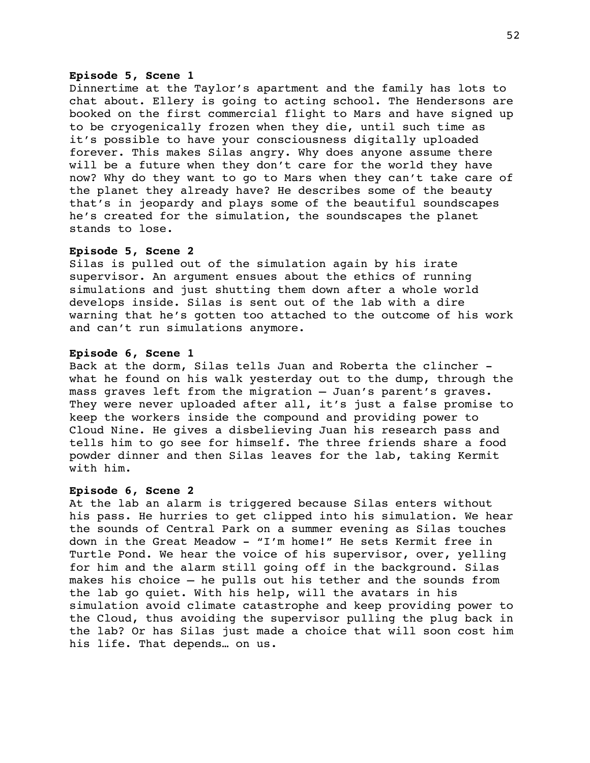**Episode 5, Scene 1**
Dinnertime at the Taylor's apartment and the family has lots to chat about. Ellery is going to acting school. The Hendersons are booked on the first commercial flight to Mars and have signed up to be cryogenically frozen when they die, until such time as it's possible to have your consciousness digitally uploaded forever. This makes Silas angry. Why does anyone assume there will be a future when they don't care for the world they have now? Why do they want to go to Mars when they can't take care of the planet they already have? He describes some of the beauty that's in jeopardy and plays some of the beautiful soundscapes he's created for the simulation, the soundscapes the planet stands to lose.

**Episode 5, Scene 2**
Silas is pulled out of the simulation again by his irate supervisor. An argument ensues about the ethics of running simulations and just shutting them down after a whole world develops inside. Silas is sent out of the lab with a dire warning that he's gotten too attached to the outcome of his work and can't run simulations anymore.

**Episode 6, Scene 1**
Back at the dorm, Silas tells Juan and Roberta the clincher - what he found on his walk yesterday out to the dump, through the mass graves left from the migration – Juan's parent's graves. They were never uploaded after all, it's just a false promise to keep the workers inside the compound and providing power to Cloud Nine. He gives a disbelieving Juan his research pass and tells him to go see for himself. The three friends share a food powder dinner and then Silas leaves for the lab, taking Kermit with him.

**Episode 6, Scene 2**
At the lab an alarm is triggered because Silas enters without his pass. He hurries to get clipped into his simulation. We hear the sounds of Central Park on a summer evening as Silas touches down in the Great Meadow - "I'm home!" He sets Kermit free in Turtle Pond. We hear the voice of his supervisor, over, yelling for him and the alarm still going off in the background. Silas makes his choice – he pulls out his tether and the sounds from the lab go quiet. With his help, will the avatars in his simulation avoid climate catastrophe and keep providing power to the Cloud, thus avoiding the supervisor pulling the plug back in the lab? Or has Silas just made a choice that will soon cost him his life. That depends… on us.